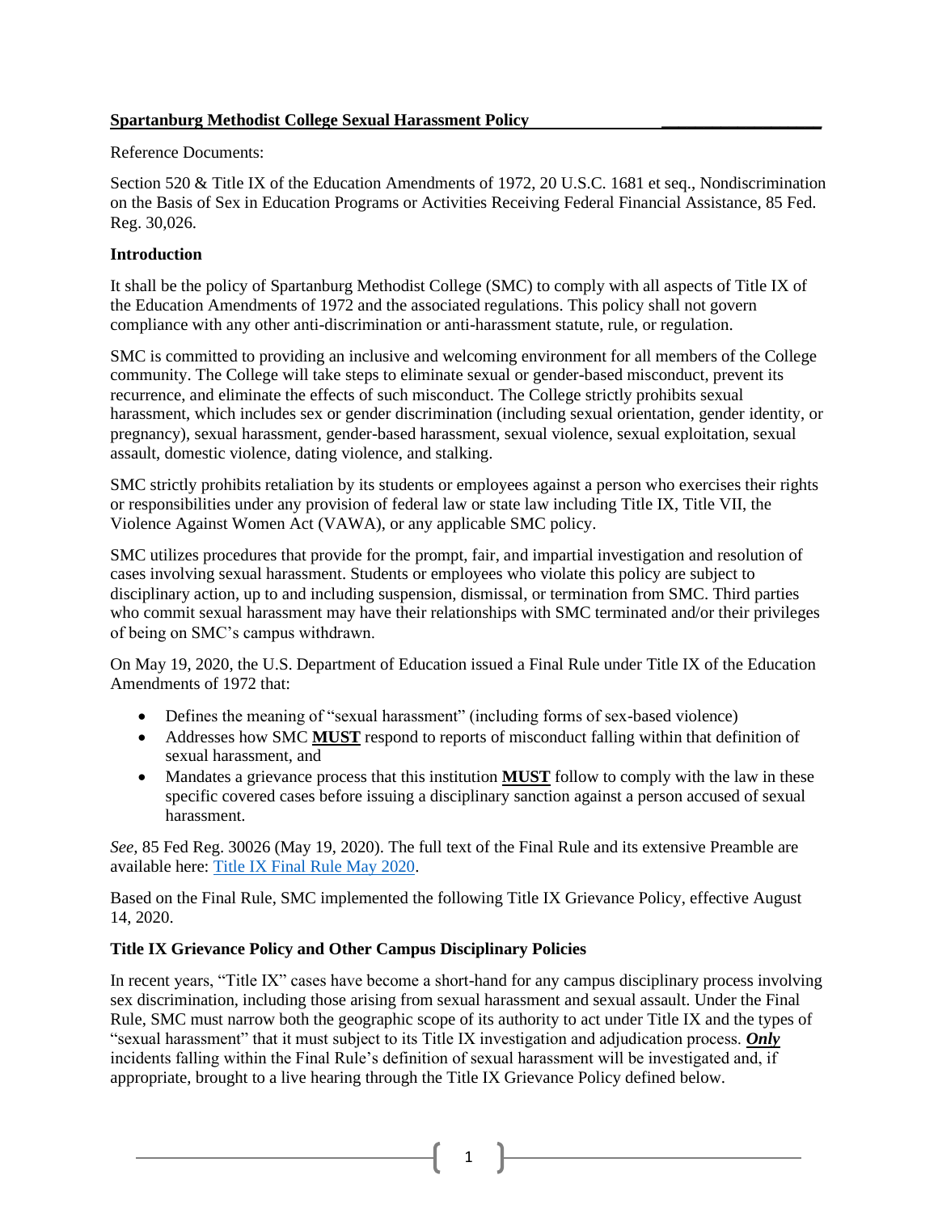**Spartanburg Methodist College Sexual Harassment Policy**

Reference Documents:

Section 520 & Title IX of the Education Amendments of 1972, 20 U.S.C. 1681 et seq., Nondiscrimination on the Basis of Sex in Education Programs or Activities Receiving Federal Financial Assistance, 85 Fed. Reg. 30,026.

**Introduction**

It shall be the policy of Spartanburg Methodist College (SMC) to comply with all aspects of Title IX of the Education Amendments of 1972 and the associated regulations. This policy shall not govern compliance with any other anti-discrimination or anti-harassment statute, rule, or regulation.

SMC is committed to providing an inclusive and welcoming environment for all members of the College community. The College will take steps to eliminate sexual or gender-based misconduct, prevent its recurrence, and eliminate the effects of such misconduct. The College strictly prohibits sexual harassment, which includes sex or gender discrimination (including sexual orientation, gender identity, or pregnancy), sexual harassment, gender-based harassment, sexual violence, sexual exploitation, sexual assault, domestic violence, dating violence, and stalking.

SMC strictly prohibits retaliation by its students or employees against a person who exercises their rights or responsibilities under any provision of federal law or state law including Title IX, Title VII, the Violence Against Women Act (VAWA), or any applicable SMC policy.

SMC utilizes procedures that provide for the prompt, fair, and impartial investigation and resolution of cases involving sexual harassment. Students or employees who violate this policy are subject to disciplinary action, up to and including suspension, dismissal, or termination from SMC. Third parties who commit sexual harassment may have their relationships with SMC terminated and/or their privileges of being on SMC's campus withdrawn.

On May 19, 2020, the U.S. Department of Education issued a Final Rule under Title IX of the Education Amendments of 1972 that:

- Defines the meaning of "sexual harassment" (including forms of sex-based violence)
- Addresses how SMC **MUST** respond to reports of misconduct falling within that definition of sexual harassment, and
- Mandates a grievance process that this institution **MUST** follow to comply with the law in these specific covered cases before issuing a disciplinary sanction against a person accused of sexual harassment.

*See,* 85 Fed Reg. 30026 (May 19, 2020). The full text of the Final Rule and its extensive Preamble are available here: Title IX Final Rule May 2020.

Based on the Final Rule, SMC implemented the following Title IX Grievance Policy, effective August 14, 2020.

**Title IX Grievance Policy and Other Campus Disciplinary Policies**

In recent years, "Title IX" cases have become a short-hand for any campus disciplinary process involving sex discrimination, including those arising from sexual harassment and sexual assault. Under the Final Rule, SMC must narrow both the geographic scope of its authority to act under Title IX and the types of "sexual harassment" that it must subject to its Title IX investigation and adjudication process. ***Only*** incidents falling within the Final Rule's definition of sexual harassment will be investigated and, if appropriate, brought to a live hearing through the Title IX Grievance Policy defined below.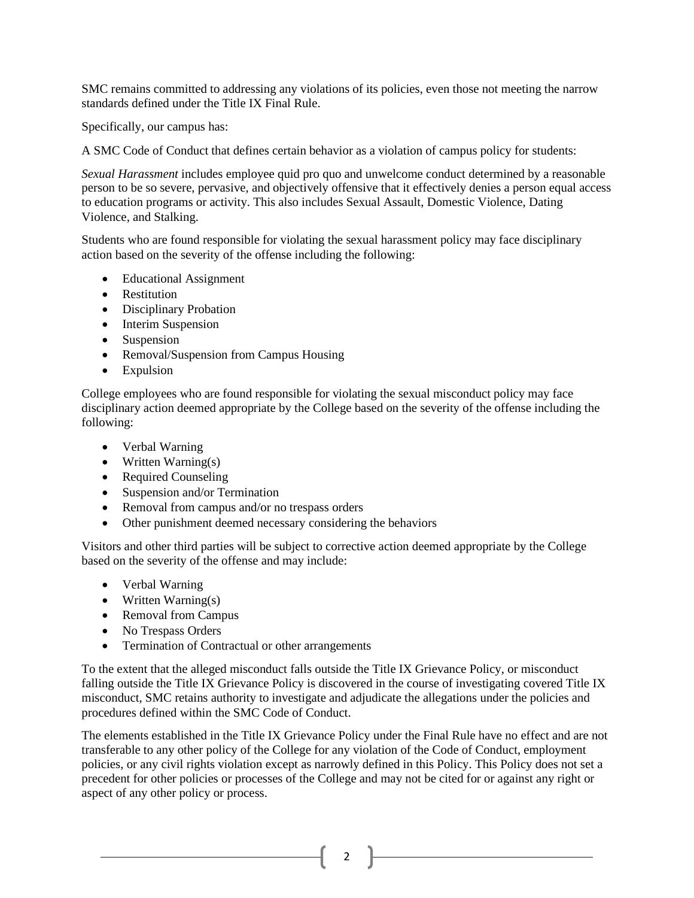SMC remains committed to addressing any violations of its policies, even those not meeting the narrow standards defined under the Title IX Final Rule.

Specifically, our campus has:

A SMC Code of Conduct that defines certain behavior as a violation of campus policy for students:

*Sexual Harassment* includes employee quid pro quo and unwelcome conduct determined by a reasonable person to be so severe, pervasive, and objectively offensive that it effectively denies a person equal access to education programs or activity. This also includes Sexual Assault, Domestic Violence, Dating Violence, and Stalking.

Students who are found responsible for violating the sexual harassment policy may face disciplinary action based on the severity of the offense including the following:

- Educational Assignment
- Restitution
- Disciplinary Probation
- Interim Suspension
- Suspension
- Removal/Suspension from Campus Housing
- Expulsion

College employees who are found responsible for violating the sexual misconduct policy may face disciplinary action deemed appropriate by the College based on the severity of the offense including the following:

- Verbal Warning
- Written Warning(s)
- Required Counseling
- Suspension and/or Termination
- Removal from campus and/or no trespass orders
- Other punishment deemed necessary considering the behaviors

Visitors and other third parties will be subject to corrective action deemed appropriate by the College based on the severity of the offense and may include:

- Verbal Warning
- Written Warning(s)
- Removal from Campus
- No Trespass Orders
- Termination of Contractual or other arrangements

To the extent that the alleged misconduct falls outside the Title IX Grievance Policy, or misconduct falling outside the Title IX Grievance Policy is discovered in the course of investigating covered Title IX misconduct, SMC retains authority to investigate and adjudicate the allegations under the policies and procedures defined within the SMC Code of Conduct.

The elements established in the Title IX Grievance Policy under the Final Rule have no effect and are not transferable to any other policy of the College for any violation of the Code of Conduct, employment policies, or any civil rights violation except as narrowly defined in this Policy. This Policy does not set a precedent for other policies or processes of the College and may not be cited for or against any right or aspect of any other policy or process.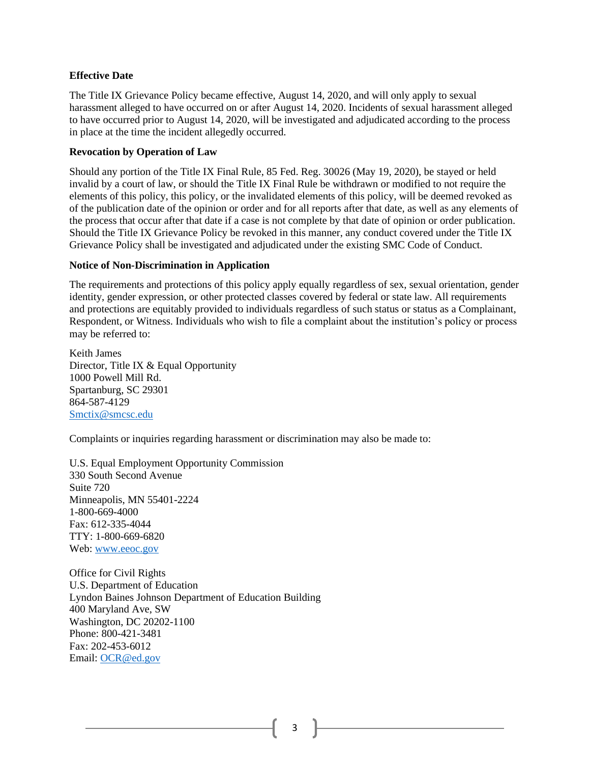**Effective Date**

The Title IX Grievance Policy became effective, August 14, 2020, and will only apply to sexual harassment alleged to have occurred on or after August 14, 2020. Incidents of sexual harassment alleged to have occurred prior to August 14, 2020, will be investigated and adjudicated according to the process in place at the time the incident allegedly occurred.

**Revocation by Operation of Law**

Should any portion of the Title IX Final Rule, 85 Fed. Reg. 30026 (May 19, 2020), be stayed or held invalid by a court of law, or should the Title IX Final Rule be withdrawn or modified to not require the elements of this policy, this policy, or the invalidated elements of this policy, will be deemed revoked as of the publication date of the opinion or order and for all reports after that date, as well as any elements of the process that occur after that date if a case is not complete by that date of opinion or order publication. Should the Title IX Grievance Policy be revoked in this manner, any conduct covered under the Title IX Grievance Policy shall be investigated and adjudicated under the existing SMC Code of Conduct.

**Notice of Non-Discrimination in Application**

The requirements and protections of this policy apply equally regardless of sex, sexual orientation, gender identity, gender expression, or other protected classes covered by federal or state law. All requirements and protections are equitably provided to individuals regardless of such status or status as a Complainant, Respondent, or Witness. Individuals who wish to file a complaint about the institution's policy or process may be referred to:

Keith James
Director, Title IX & Equal Opportunity
1000 Powell Mill Rd.
Spartanburg, SC 29301
864-587-4129
Smctix@smcsc.edu

Complaints or inquiries regarding harassment or discrimination may also be made to:

U.S. Equal Employment Opportunity Commission
330 South Second Avenue
Suite 720
Minneapolis, MN 55401-2224
1-800-669-4000
Fax: 612-335-4044
TTY: 1-800-669-6820
Web: www.eeoc.gov

Office for Civil Rights
U.S. Department of Education
Lyndon Baines Johnson Department of Education Building
400 Maryland Ave, SW
Washington, DC 20202-1100
Phone: 800-421-3481
Fax: 202-453-6012
Email: OCR@ed.gov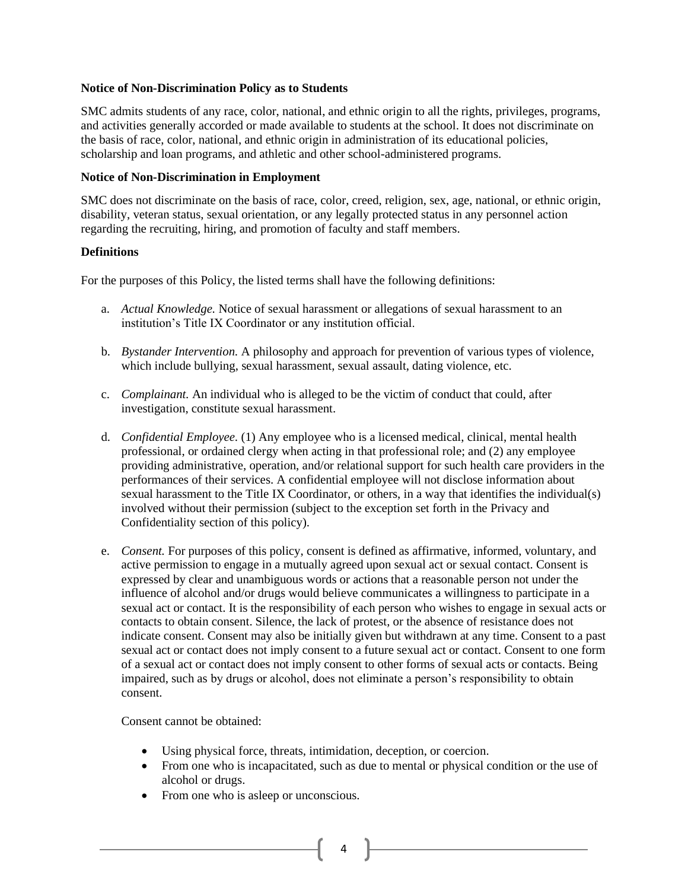**Notice of Non-Discrimination Policy as to Students**

SMC admits students of any race, color, national, and ethnic origin to all the rights, privileges, programs, and activities generally accorded or made available to students at the school. It does not discriminate on the basis of race, color, national, and ethnic origin in administration of its educational policies, scholarship and loan programs, and athletic and other school-administered programs.

**Notice of Non-Discrimination in Employment**

SMC does not discriminate on the basis of race, color, creed, religion, sex, age, national, or ethnic origin, disability, veteran status, sexual orientation, or any legally protected status in any personnel action regarding the recruiting, hiring, and promotion of faculty and staff members.

**Definitions**

For the purposes of this Policy, the listed terms shall have the following definitions:

a. *Actual Knowledge.* Notice of sexual harassment or allegations of sexual harassment to an institution's Title IX Coordinator or any institution official.

b. *Bystander Intervention.* A philosophy and approach for prevention of various types of violence, which include bullying, sexual harassment, sexual assault, dating violence, etc.

c. *Complainant.* An individual who is alleged to be the victim of conduct that could, after investigation, constitute sexual harassment.

d. *Confidential Employee.* (1) Any employee who is a licensed medical, clinical, mental health professional, or ordained clergy when acting in that professional role; and (2) any employee providing administrative, operation, and/or relational support for such health care providers in the performances of their services. A confidential employee will not disclose information about sexual harassment to the Title IX Coordinator, or others, in a way that identifies the individual(s) involved without their permission (subject to the exception set forth in the Privacy and Confidentiality section of this policy).

e. *Consent.* For purposes of this policy, consent is defined as affirmative, informed, voluntary, and active permission to engage in a mutually agreed upon sexual act or sexual contact. Consent is expressed by clear and unambiguous words or actions that a reasonable person not under the influence of alcohol and/or drugs would believe communicates a willingness to participate in a sexual act or contact. It is the responsibility of each person who wishes to engage in sexual acts or contacts to obtain consent. Silence, the lack of protest, or the absence of resistance does not indicate consent. Consent may also be initially given but withdrawn at any time. Consent to a past sexual act or contact does not imply consent to a future sexual act or contact. Consent to one form of a sexual act or contact does not imply consent to other forms of sexual acts or contacts. Being impaired, such as by drugs or alcohol, does not eliminate a person's responsibility to obtain consent.

   Consent cannot be obtained:

   - Using physical force, threats, intimidation, deception, or coercion.
   - From one who is incapacitated, such as due to mental or physical condition or the use of alcohol or drugs.
   - From one who is asleep or unconscious.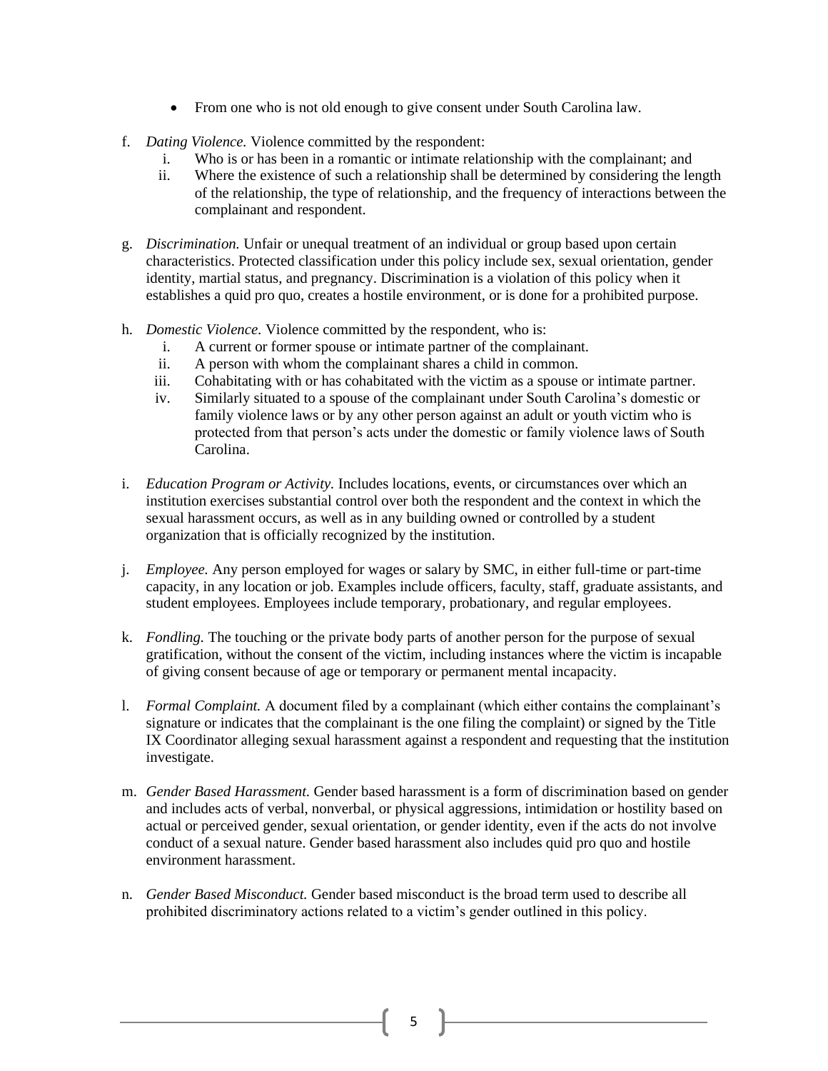- From one who is not old enough to give consent under South Carolina law.

f. *Dating Violence.* Violence committed by the respondent:
   i. Who is or has been in a romantic or intimate relationship with the complainant; and
   ii. Where the existence of such a relationship shall be determined by considering the length of the relationship, the type of relationship, and the frequency of interactions between the complainant and respondent.

g. *Discrimination.* Unfair or unequal treatment of an individual or group based upon certain characteristics. Protected classification under this policy include sex, sexual orientation, gender identity, martial status, and pregnancy. Discrimination is a violation of this policy when it establishes a quid pro quo, creates a hostile environment, or is done for a prohibited purpose.

h. *Domestic Violence.* Violence committed by the respondent, who is:
   i. A current or former spouse or intimate partner of the complainant.
   ii. A person with whom the complainant shares a child in common.
   iii. Cohabitating with or has cohabitated with the victim as a spouse or intimate partner.
   iv. Similarly situated to a spouse of the complainant under South Carolina's domestic or family violence laws or by any other person against an adult or youth victim who is protected from that person's acts under the domestic or family violence laws of South Carolina.

i. *Education Program or Activity.* Includes locations, events, or circumstances over which an institution exercises substantial control over both the respondent and the context in which the sexual harassment occurs, as well as in any building owned or controlled by a student organization that is officially recognized by the institution.

j. *Employee.* Any person employed for wages or salary by SMC, in either full-time or part-time capacity, in any location or job. Examples include officers, faculty, staff, graduate assistants, and student employees. Employees include temporary, probationary, and regular employees.

k. *Fondling.* The touching or the private body parts of another person for the purpose of sexual gratification, without the consent of the victim, including instances where the victim is incapable of giving consent because of age or temporary or permanent mental incapacity.

l. *Formal Complaint.* A document filed by a complainant (which either contains the complainant's signature or indicates that the complainant is the one filing the complaint) or signed by the Title IX Coordinator alleging sexual harassment against a respondent and requesting that the institution investigate.

m. *Gender Based Harassment.* Gender based harassment is a form of discrimination based on gender and includes acts of verbal, nonverbal, or physical aggressions, intimidation or hostility based on actual or perceived gender, sexual orientation, or gender identity, even if the acts do not involve conduct of a sexual nature. Gender based harassment also includes quid pro quo and hostile environment harassment.

n. *Gender Based Misconduct.* Gender based misconduct is the broad term used to describe all prohibited discriminatory actions related to a victim's gender outlined in this policy.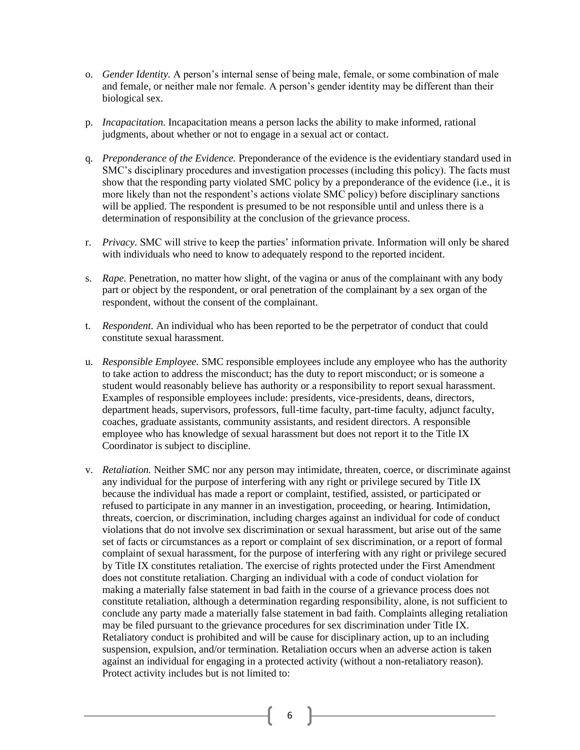o. *Gender Identity.* A person's internal sense of being male, female, or some combination of male and female, or neither male nor female. A person's gender identity may be different than their biological sex.

p. *Incapacitation.* Incapacitation means a person lacks the ability to make informed, rational judgments, about whether or not to engage in a sexual act or contact.

q. *Preponderance of the Evidence.* Preponderance of the evidence is the evidentiary standard used in SMC's disciplinary procedures and investigation processes (including this policy). The facts must show that the responding party violated SMC policy by a preponderance of the evidence (i.e., it is more likely than not the respondent's actions violate SMC policy) before disciplinary sanctions will be applied. The respondent is presumed to be not responsible until and unless there is a determination of responsibility at the conclusion of the grievance process.

r. *Privacy*. SMC will strive to keep the parties' information private. Information will only be shared with individuals who need to know to adequately respond to the reported incident.

s. *Rape.* Penetration, no matter how slight, of the vagina or anus of the complainant with any body part or object by the respondent, or oral penetration of the complainant by a sex organ of the respondent, without the consent of the complainant.

t. *Respondent.* An individual who has been reported to be the perpetrator of conduct that could constitute sexual harassment.

u. *Responsible Employee.* SMC responsible employees include any employee who has the authority to take action to address the misconduct; has the duty to report misconduct; or is someone a student would reasonably believe has authority or a responsibility to report sexual harassment. Examples of responsible employees include: presidents, vice-presidents, deans, directors, department heads, supervisors, professors, full-time faculty, part-time faculty, adjunct faculty, coaches, graduate assistants, community assistants, and resident directors. A responsible employee who has knowledge of sexual harassment but does not report it to the Title IX Coordinator is subject to discipline.

v. *Retaliation.* Neither SMC nor any person may intimidate, threaten, coerce, or discriminate against any individual for the purpose of interfering with any right or privilege secured by Title IX because the individual has made a report or complaint, testified, assisted, or participated or refused to participate in any manner in an investigation, proceeding, or hearing. Intimidation, threats, coercion, or discrimination, including charges against an individual for code of conduct violations that do not involve sex discrimination or sexual harassment, but arise out of the same set of facts or circumstances as a report or complaint of sex discrimination, or a report of formal complaint of sexual harassment, for the purpose of interfering with any right or privilege secured by Title IX constitutes retaliation. The exercise of rights protected under the First Amendment does not constitute retaliation. Charging an individual with a code of conduct violation for making a materially false statement in bad faith in the course of a grievance process does not constitute retaliation, although a determination regarding responsibility, alone, is not sufficient to conclude any party made a materially false statement in bad faith. Complaints alleging retaliation may be filed pursuant to the grievance procedures for sex discrimination under Title IX. Retaliatory conduct is prohibited and will be cause for disciplinary action, up to an including suspension, expulsion, and/or termination. Retaliation occurs when an adverse action is taken against an individual for engaging in a protected activity (without a non-retaliatory reason). Protect activity includes but is not limited to: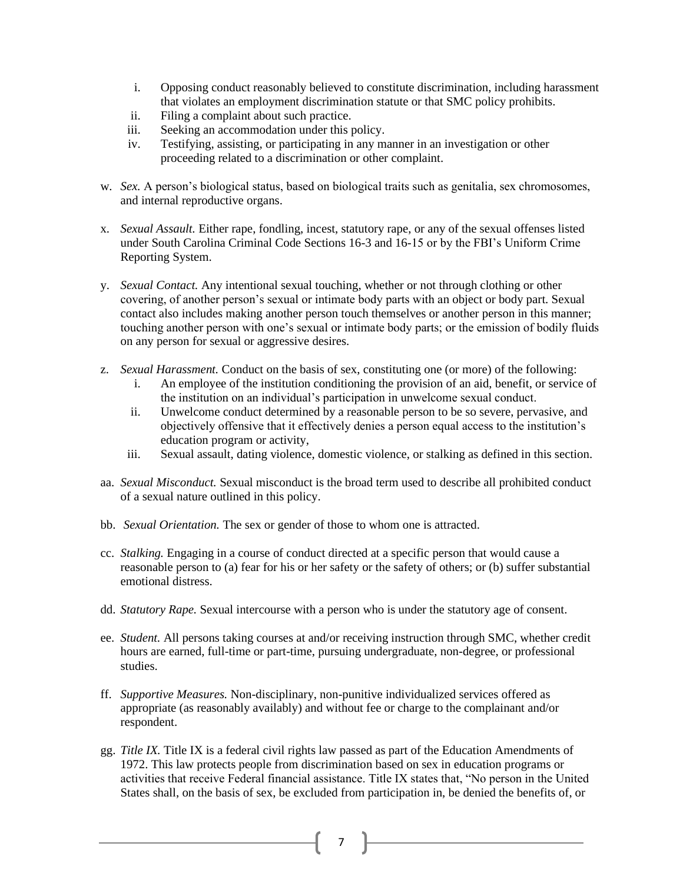i. Opposing conduct reasonably believed to constitute discrimination, including harassment that violates an employment discrimination statute or that SMC policy prohibits.
   ii. Filing a complaint about such practice.
   iii. Seeking an accommodation under this policy.
   iv. Testifying, assisting, or participating in any manner in an investigation or other proceeding related to a discrimination or other complaint.

w. *Sex.* A person's biological status, based on biological traits such as genitalia, sex chromosomes, and internal reproductive organs.

x. *Sexual Assault.* Either rape, fondling, incest, statutory rape, or any of the sexual offenses listed under South Carolina Criminal Code Sections 16-3 and 16-15 or by the FBI's Uniform Crime Reporting System.

y. *Sexual Contact.* Any intentional sexual touching, whether or not through clothing or other covering, of another person's sexual or intimate body parts with an object or body part. Sexual contact also includes making another person touch themselves or another person in this manner; touching another person with one's sexual or intimate body parts; or the emission of bodily fluids on any person for sexual or aggressive desires.

z. *Sexual Harassment.* Conduct on the basis of sex, constituting one (or more) of the following:
   i. An employee of the institution conditioning the provision of an aid, benefit, or service of the institution on an individual's participation in unwelcome sexual conduct.
   ii. Unwelcome conduct determined by a reasonable person to be so severe, pervasive, and objectively offensive that it effectively denies a person equal access to the institution's education program or activity,
   iii. Sexual assault, dating violence, domestic violence, or stalking as defined in this section.

aa. *Sexual Misconduct.* Sexual misconduct is the broad term used to describe all prohibited conduct of a sexual nature outlined in this policy.

bb. *Sexual Orientation.* The sex or gender of those to whom one is attracted.

cc. *Stalking.* Engaging in a course of conduct directed at a specific person that would cause a reasonable person to (a) fear for his or her safety or the safety of others; or (b) suffer substantial emotional distress.

dd. *Statutory Rape.* Sexual intercourse with a person who is under the statutory age of consent.

ee. *Student.* All persons taking courses at and/or receiving instruction through SMC, whether credit hours are earned, full-time or part-time, pursuing undergraduate, non-degree, or professional studies.

ff. *Supportive Measures.* Non-disciplinary, non-punitive individualized services offered as appropriate (as reasonably availably) and without fee or charge to the complainant and/or respondent.

gg. *Title IX.* Title IX is a federal civil rights law passed as part of the Education Amendments of 1972. This law protects people from discrimination based on sex in education programs or activities that receive Federal financial assistance. Title IX states that, "No person in the United States shall, on the basis of sex, be excluded from participation in, be denied the benefits of, or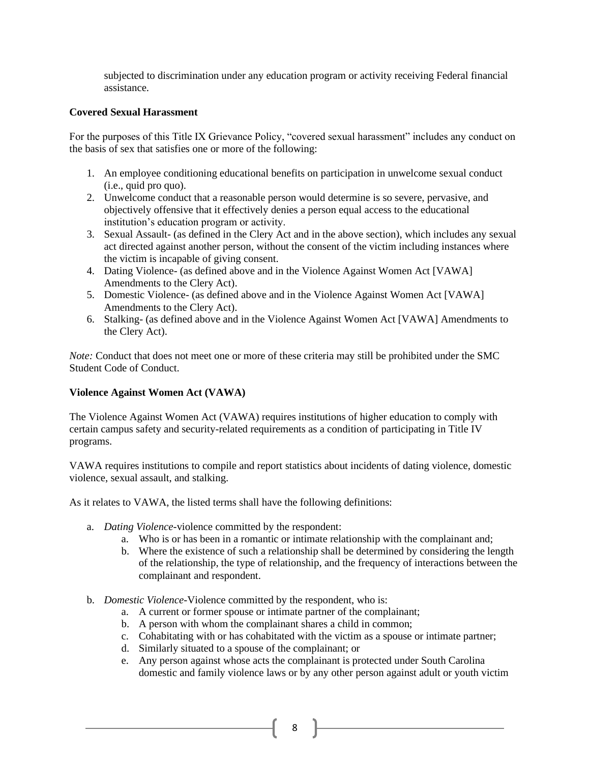subjected to discrimination under any education program or activity receiving Federal financial assistance.

**Covered Sexual Harassment**

For the purposes of this Title IX Grievance Policy, "covered sexual harassment" includes any conduct on the basis of sex that satisfies one or more of the following:

1. An employee conditioning educational benefits on participation in unwelcome sexual conduct (i.e., quid pro quo).
2. Unwelcome conduct that a reasonable person would determine is so severe, pervasive, and objectively offensive that it effectively denies a person equal access to the educational institution's education program or activity.
3. Sexual Assault- (as defined in the Clery Act and in the above section), which includes any sexual act directed against another person, without the consent of the victim including instances where the victim is incapable of giving consent.
4. Dating Violence- (as defined above and in the Violence Against Women Act [VAWA] Amendments to the Clery Act).
5. Domestic Violence- (as defined above and in the Violence Against Women Act [VAWA] Amendments to the Clery Act).
6. Stalking- (as defined above and in the Violence Against Women Act [VAWA] Amendments to the Clery Act).

*Note:* Conduct that does not meet one or more of these criteria may still be prohibited under the SMC Student Code of Conduct.

**Violence Against Women Act (VAWA)**

The Violence Against Women Act (VAWA) requires institutions of higher education to comply with certain campus safety and security-related requirements as a condition of participating in Title IV programs.

VAWA requires institutions to compile and report statistics about incidents of dating violence, domestic violence, sexual assault, and stalking.

As it relates to VAWA, the listed terms shall have the following definitions:

a. *Dating Violence*-violence committed by the respondent:
    a. Who is or has been in a romantic or intimate relationship with the complainant and;
    b. Where the existence of such a relationship shall be determined by considering the length of the relationship, the type of relationship, and the frequency of interactions between the complainant and respondent.

b. *Domestic Violence*-Violence committed by the respondent, who is:
    a. A current or former spouse or intimate partner of the complainant;
    b. A person with whom the complainant shares a child in common;
    c. Cohabitating with or has cohabitated with the victim as a spouse or intimate partner;
    d. Similarly situated to a spouse of the complainant; or
    e. Any person against whose acts the complainant is protected under South Carolina domestic and family violence laws or by any other person against adult or youth victim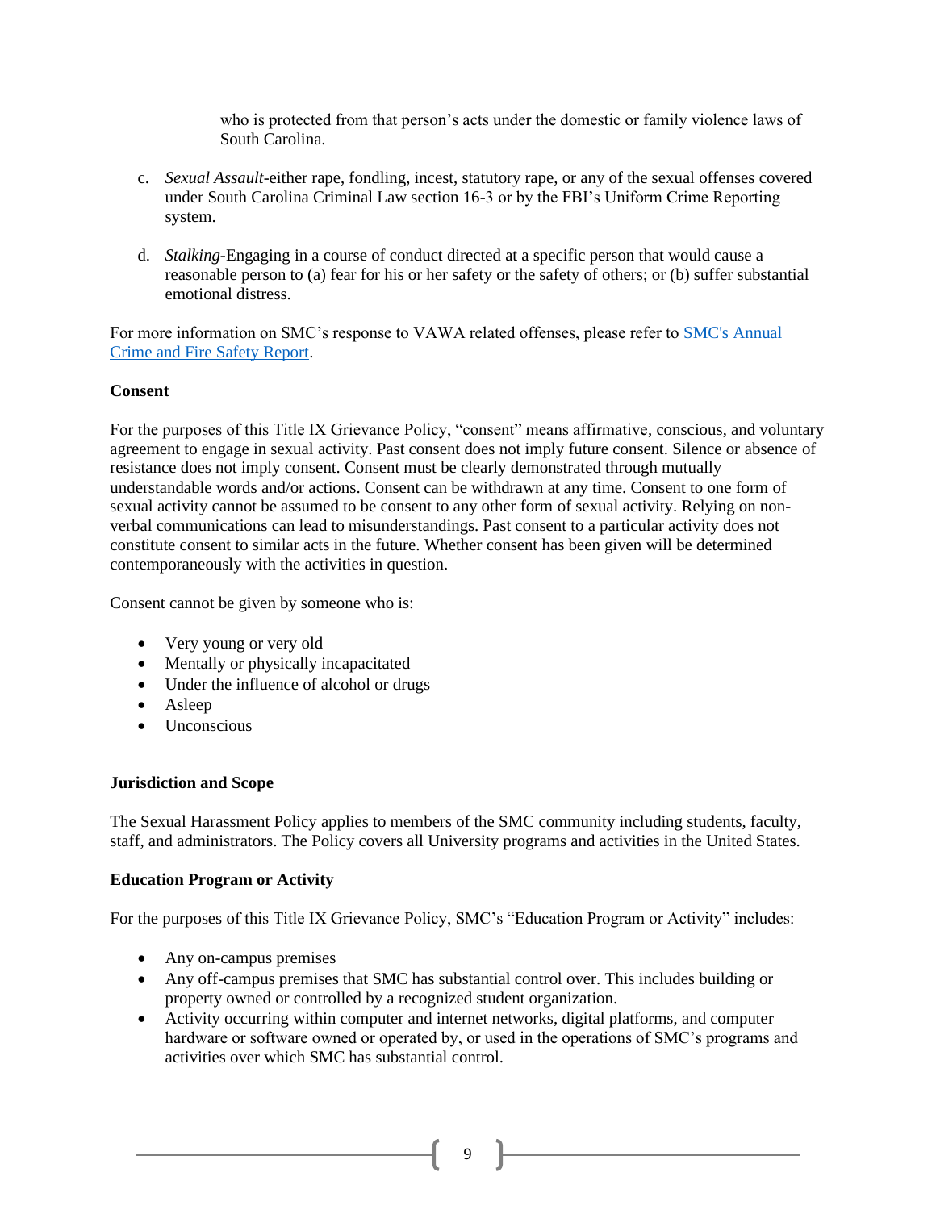who is protected from that person's acts under the domestic or family violence laws of South Carolina.

c. *Sexual Assault*-either rape, fondling, incest, statutory rape, or any of the sexual offenses covered under South Carolina Criminal Law section 16-3 or by the FBI's Uniform Crime Reporting system.

d. *Stalking*-Engaging in a course of conduct directed at a specific person that would cause a reasonable person to (a) fear for his or her safety or the safety of others; or (b) suffer substantial emotional distress.

For more information on SMC's response to VAWA related offenses, please refer to [SMC's Annual Crime and Fire Safety Report](SMC's Annual Crime and Fire Safety Report).

**Consent**

For the purposes of this Title IX Grievance Policy, "consent" means affirmative, conscious, and voluntary agreement to engage in sexual activity. Past consent does not imply future consent. Silence or absence of resistance does not imply consent. Consent must be clearly demonstrated through mutually understandable words and/or actions. Consent can be withdrawn at any time. Consent to one form of sexual activity cannot be assumed to be consent to any other form of sexual activity. Relying on non-verbal communications can lead to misunderstandings. Past consent to a particular activity does not constitute consent to similar acts in the future. Whether consent has been given will be determined contemporaneously with the activities in question.

Consent cannot be given by someone who is:

- Very young or very old
- Mentally or physically incapacitated
- Under the influence of alcohol or drugs
- Asleep
- Unconscious

**Jurisdiction and Scope**

The Sexual Harassment Policy applies to members of the SMC community including students, faculty, staff, and administrators. The Policy covers all University programs and activities in the United States.

**Education Program or Activity**

For the purposes of this Title IX Grievance Policy, SMC's "Education Program or Activity" includes:

- Any on-campus premises
- Any off-campus premises that SMC has substantial control over. This includes building or property owned or controlled by a recognized student organization.
- Activity occurring within computer and internet networks, digital platforms, and computer hardware or software owned or operated by, or used in the operations of SMC's programs and activities over which SMC has substantial control.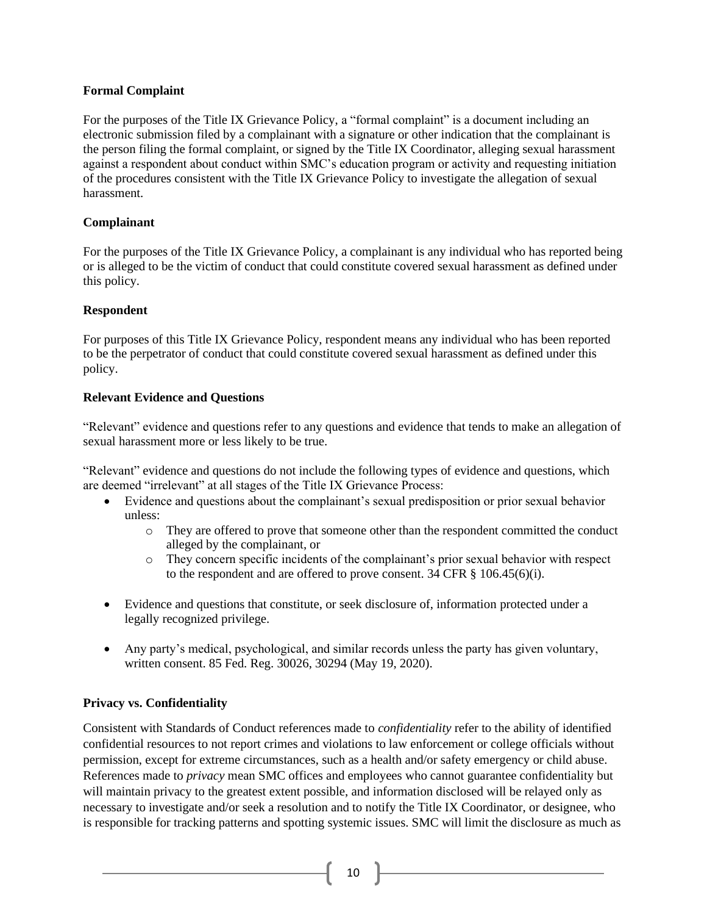**Formal Complaint**

For the purposes of the Title IX Grievance Policy, a "formal complaint" is a document including an electronic submission filed by a complainant with a signature or other indication that the complainant is the person filing the formal complaint, or signed by the Title IX Coordinator, alleging sexual harassment against a respondent about conduct within SMC's education program or activity and requesting initiation of the procedures consistent with the Title IX Grievance Policy to investigate the allegation of sexual harassment.

**Complainant**

For the purposes of the Title IX Grievance Policy, a complainant is any individual who has reported being or is alleged to be the victim of conduct that could constitute covered sexual harassment as defined under this policy.

**Respondent**

For purposes of this Title IX Grievance Policy, respondent means any individual who has been reported to be the perpetrator of conduct that could constitute covered sexual harassment as defined under this policy.

**Relevant Evidence and Questions**

"Relevant" evidence and questions refer to any questions and evidence that tends to make an allegation of sexual harassment more or less likely to be true.

"Relevant" evidence and questions do not include the following types of evidence and questions, which are deemed "irrelevant" at all stages of the Title IX Grievance Process:

- Evidence and questions about the complainant's sexual predisposition or prior sexual behavior unless:
  - They are offered to prove that someone other than the respondent committed the conduct alleged by the complainant, or
  - They concern specific incidents of the complainant's prior sexual behavior with respect to the respondent and are offered to prove consent. 34 CFR § 106.45(6)(i).

- Evidence and questions that constitute, or seek disclosure of, information protected under a legally recognized privilege.

- Any party's medical, psychological, and similar records unless the party has given voluntary, written consent. 85 Fed. Reg. 30026, 30294 (May 19, 2020).

**Privacy vs. Confidentiality**

Consistent with Standards of Conduct references made to *confidentiality* refer to the ability of identified confidential resources to not report crimes and violations to law enforcement or college officials without permission, except for extreme circumstances, such as a health and/or safety emergency or child abuse. References made to *privacy* mean SMC offices and employees who cannot guarantee confidentiality but will maintain privacy to the greatest extent possible, and information disclosed will be relayed only as necessary to investigate and/or seek a resolution and to notify the Title IX Coordinator, or designee, who is responsible for tracking patterns and spotting systemic issues. SMC will limit the disclosure as much as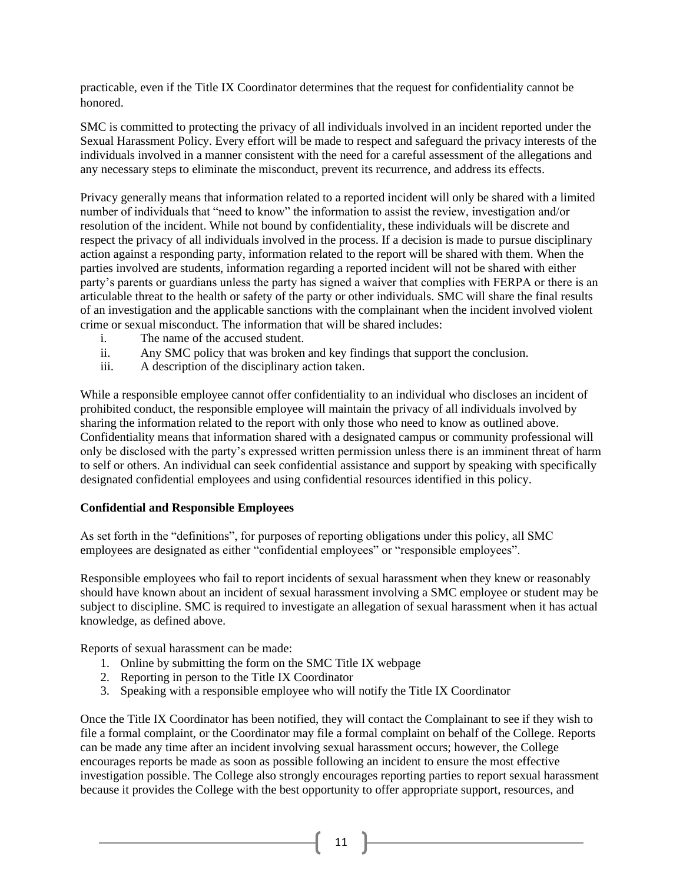practicable, even if the Title IX Coordinator determines that the request for confidentiality cannot be honored.

SMC is committed to protecting the privacy of all individuals involved in an incident reported under the Sexual Harassment Policy. Every effort will be made to respect and safeguard the privacy interests of the individuals involved in a manner consistent with the need for a careful assessment of the allegations and any necessary steps to eliminate the misconduct, prevent its recurrence, and address its effects.

Privacy generally means that information related to a reported incident will only be shared with a limited number of individuals that "need to know" the information to assist the review, investigation and/or resolution of the incident. While not bound by confidentiality, these individuals will be discrete and respect the privacy of all individuals involved in the process. If a decision is made to pursue disciplinary action against a responding party, information related to the report will be shared with them. When the parties involved are students, information regarding a reported incident will not be shared with either party's parents or guardians unless the party has signed a waiver that complies with FERPA or there is an articulable threat to the health or safety of the party or other individuals. SMC will share the final results of an investigation and the applicable sanctions with the complainant when the incident involved violent crime or sexual misconduct. The information that will be shared includes:

i. The name of the accused student.
ii. Any SMC policy that was broken and key findings that support the conclusion.
iii. A description of the disciplinary action taken.

While a responsible employee cannot offer confidentiality to an individual who discloses an incident of prohibited conduct, the responsible employee will maintain the privacy of all individuals involved by sharing the information related to the report with only those who need to know as outlined above. Confidentiality means that information shared with a designated campus or community professional will only be disclosed with the party's expressed written permission unless there is an imminent threat of harm to self or others. An individual can seek confidential assistance and support by speaking with specifically designated confidential employees and using confidential resources identified in this policy.

**Confidential and Responsible Employees**

As set forth in the "definitions", for purposes of reporting obligations under this policy, all SMC employees are designated as either "confidential employees" or "responsible employees".

Responsible employees who fail to report incidents of sexual harassment when they knew or reasonably should have known about an incident of sexual harassment involving a SMC employee or student may be subject to discipline. SMC is required to investigate an allegation of sexual harassment when it has actual knowledge, as defined above.

Reports of sexual harassment can be made:

1. Online by submitting the form on the SMC Title IX webpage
2. Reporting in person to the Title IX Coordinator
3. Speaking with a responsible employee who will notify the Title IX Coordinator

Once the Title IX Coordinator has been notified, they will contact the Complainant to see if they wish to file a formal complaint, or the Coordinator may file a formal complaint on behalf of the College. Reports can be made any time after an incident involving sexual harassment occurs; however, the College encourages reports be made as soon as possible following an incident to ensure the most effective investigation possible. The College also strongly encourages reporting parties to report sexual harassment because it provides the College with the best opportunity to offer appropriate support, resources, and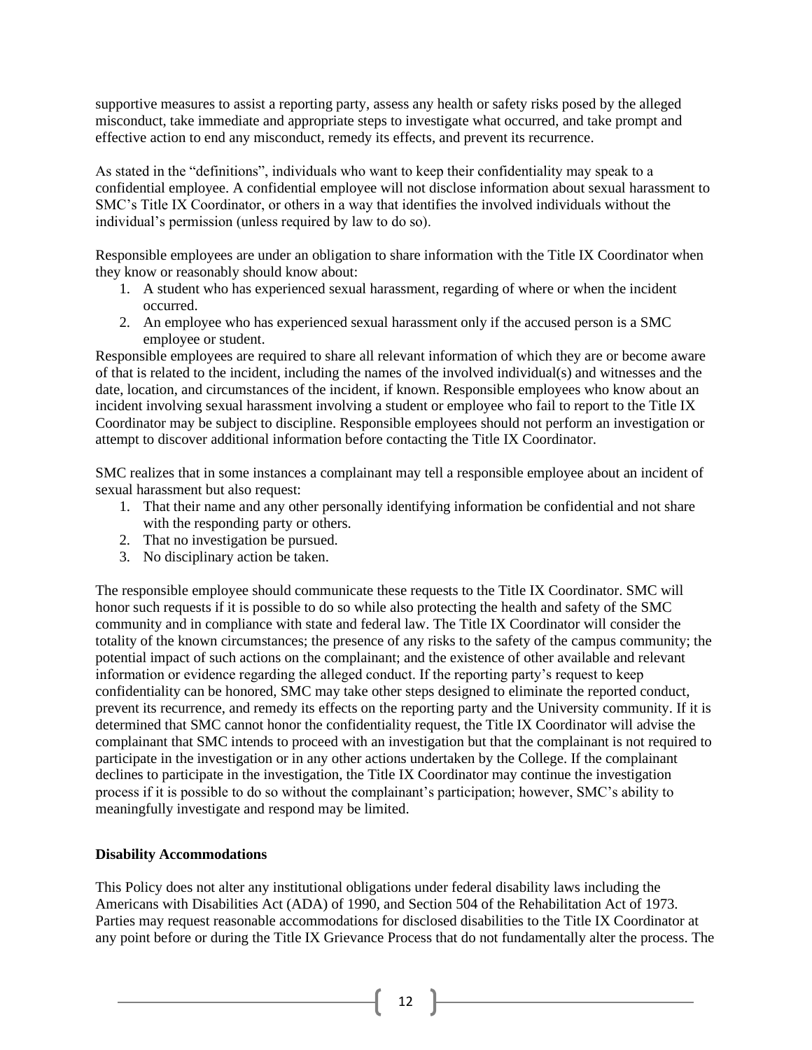supportive measures to assist a reporting party, assess any health or safety risks posed by the alleged misconduct, take immediate and appropriate steps to investigate what occurred, and take prompt and effective action to end any misconduct, remedy its effects, and prevent its recurrence.

As stated in the "definitions", individuals who want to keep their confidentiality may speak to a confidential employee. A confidential employee will not disclose information about sexual harassment to SMC's Title IX Coordinator, or others in a way that identifies the involved individuals without the individual's permission (unless required by law to do so).

Responsible employees are under an obligation to share information with the Title IX Coordinator when they know or reasonably should know about:

1. A student who has experienced sexual harassment, regarding of where or when the incident occurred.
2. An employee who has experienced sexual harassment only if the accused person is a SMC employee or student.

Responsible employees are required to share all relevant information of which they are or become aware of that is related to the incident, including the names of the involved individual(s) and witnesses and the date, location, and circumstances of the incident, if known. Responsible employees who know about an incident involving sexual harassment involving a student or employee who fail to report to the Title IX Coordinator may be subject to discipline. Responsible employees should not perform an investigation or attempt to discover additional information before contacting the Title IX Coordinator.

SMC realizes that in some instances a complainant may tell a responsible employee about an incident of sexual harassment but also request:

1. That their name and any other personally identifying information be confidential and not share with the responding party or others.
2. That no investigation be pursued.
3. No disciplinary action be taken.

The responsible employee should communicate these requests to the Title IX Coordinator. SMC will honor such requests if it is possible to do so while also protecting the health and safety of the SMC community and in compliance with state and federal law. The Title IX Coordinator will consider the totality of the known circumstances; the presence of any risks to the safety of the campus community; the potential impact of such actions on the complainant; and the existence of other available and relevant information or evidence regarding the alleged conduct. If the reporting party's request to keep confidentiality can be honored, SMC may take other steps designed to eliminate the reported conduct, prevent its recurrence, and remedy its effects on the reporting party and the University community. If it is determined that SMC cannot honor the confidentiality request, the Title IX Coordinator will advise the complainant that SMC intends to proceed with an investigation but that the complainant is not required to participate in the investigation or in any other actions undertaken by the College. If the complainant declines to participate in the investigation, the Title IX Coordinator may continue the investigation process if it is possible to do so without the complainant's participation; however, SMC's ability to meaningfully investigate and respond may be limited.

**Disability Accommodations**

This Policy does not alter any institutional obligations under federal disability laws including the Americans with Disabilities Act (ADA) of 1990, and Section 504 of the Rehabilitation Act of 1973. Parties may request reasonable accommodations for disclosed disabilities to the Title IX Coordinator at any point before or during the Title IX Grievance Process that do not fundamentally alter the process. The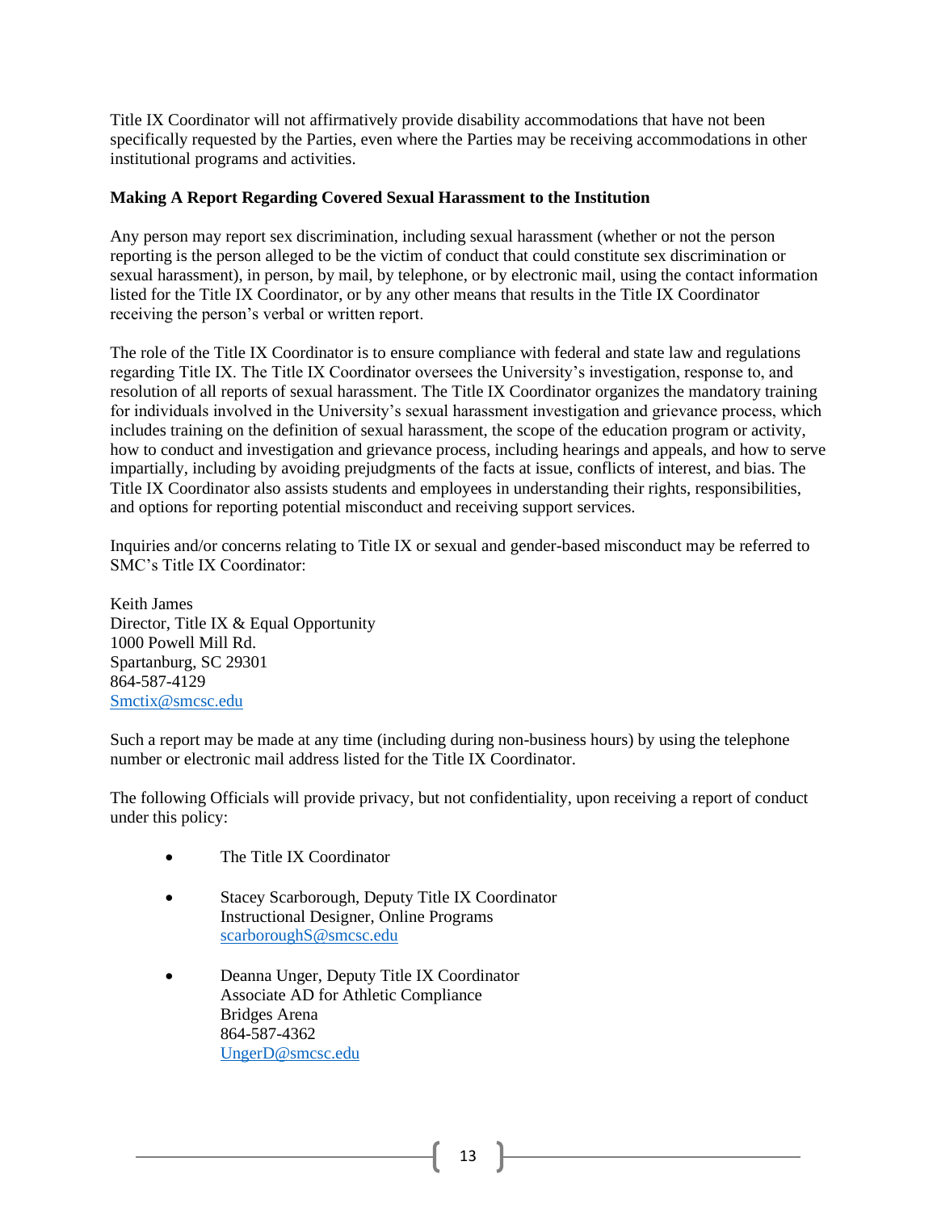Title IX Coordinator will not affirmatively provide disability accommodations that have not been specifically requested by the Parties, even where the Parties may be receiving accommodations in other institutional programs and activities.

**Making A Report Regarding Covered Sexual Harassment to the Institution**

Any person may report sex discrimination, including sexual harassment (whether or not the person reporting is the person alleged to be the victim of conduct that could constitute sex discrimination or sexual harassment), in person, by mail, by telephone, or by electronic mail, using the contact information listed for the Title IX Coordinator, or by any other means that results in the Title IX Coordinator receiving the person's verbal or written report.

The role of the Title IX Coordinator is to ensure compliance with federal and state law and regulations regarding Title IX. The Title IX Coordinator oversees the University's investigation, response to, and resolution of all reports of sexual harassment. The Title IX Coordinator organizes the mandatory training for individuals involved in the University's sexual harassment investigation and grievance process, which includes training on the definition of sexual harassment, the scope of the education program or activity, how to conduct and investigation and grievance process, including hearings and appeals, and how to serve impartially, including by avoiding prejudgments of the facts at issue, conflicts of interest, and bias. The Title IX Coordinator also assists students and employees in understanding their rights, responsibilities, and options for reporting potential misconduct and receiving support services.

Inquiries and/or concerns relating to Title IX or sexual and gender-based misconduct may be referred to SMC's Title IX Coordinator:

Keith James
Director, Title IX & Equal Opportunity
1000 Powell Mill Rd.
Spartanburg, SC 29301
864-587-4129
Smctix@smcsc.edu

Such a report may be made at any time (including during non-business hours) by using the telephone number or electronic mail address listed for the Title IX Coordinator.

The following Officials will provide privacy, but not confidentiality, upon receiving a report of conduct under this policy:

- The Title IX Coordinator

- Stacey Scarborough, Deputy Title IX Coordinator
  Instructional Designer, Online Programs
  scarboroughS@smcsc.edu

- Deanna Unger, Deputy Title IX Coordinator
  Associate AD for Athletic Compliance
  Bridges Arena
  864-587-4362
  UngerD@smcsc.edu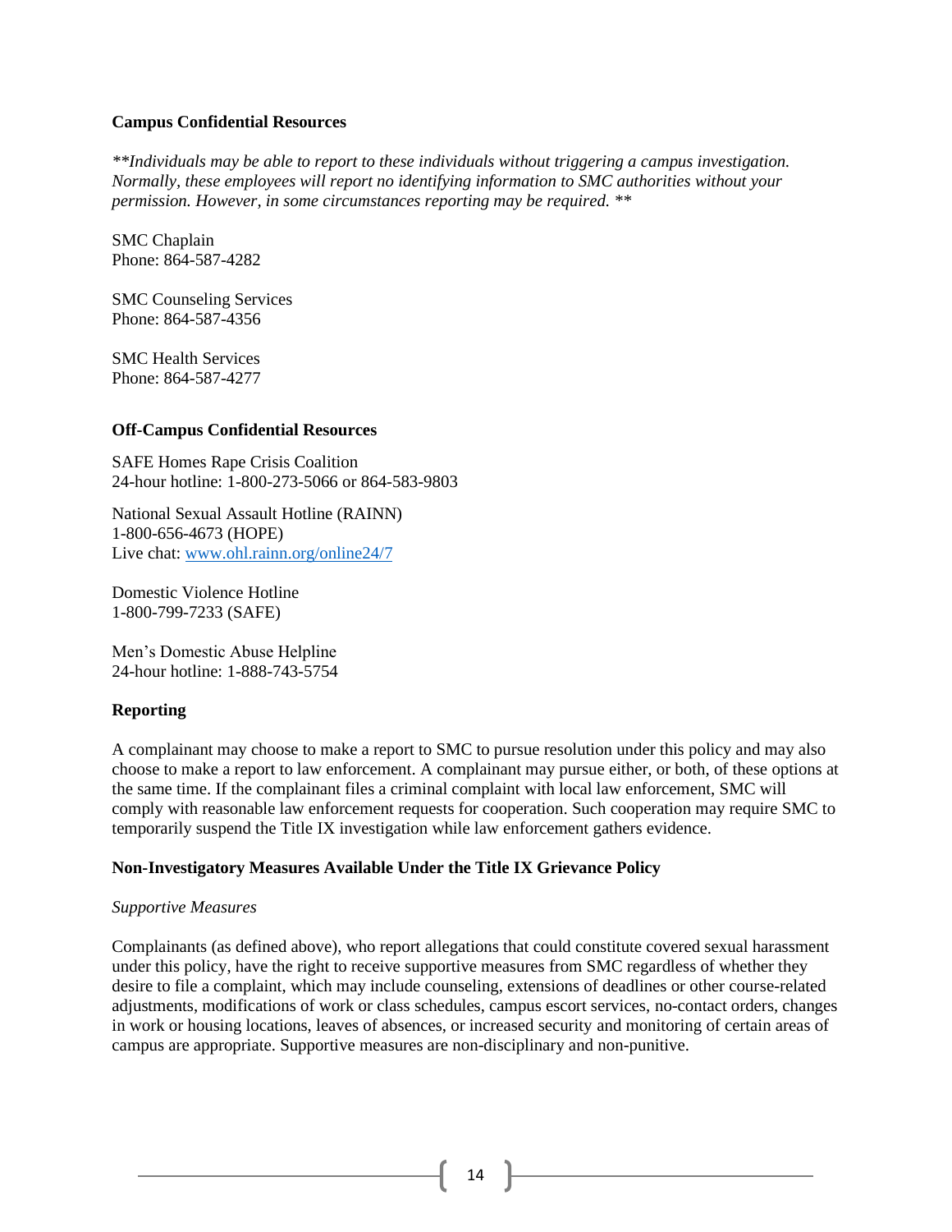**Campus Confidential Resources**

*\*\*Individuals may be able to report to these individuals without triggering a campus investigation. Normally, these employees will report no identifying information to SMC authorities without your permission. However, in some circumstances reporting may be required. \*\**

SMC Chaplain
Phone: 864-587-4282

SMC Counseling Services
Phone: 864-587-4356

SMC Health Services
Phone: 864-587-4277

**Off-Campus Confidential Resources**

SAFE Homes Rape Crisis Coalition
24-hour hotline: 1-800-273-5066 or 864-583-9803

National Sexual Assault Hotline (RAINN)
1-800-656-4673 (HOPE)
Live chat: [www.ohl.rainn.org/online24/7](www.ohl.rainn.org/online24/7)

Domestic Violence Hotline
1-800-799-7233 (SAFE)

Men's Domestic Abuse Helpline
24-hour hotline: 1-888-743-5754

**Reporting**

A complainant may choose to make a report to SMC to pursue resolution under this policy and may also choose to make a report to law enforcement. A complainant may pursue either, or both, of these options at the same time. If the complainant files a criminal complaint with local law enforcement, SMC will comply with reasonable law enforcement requests for cooperation. Such cooperation may require SMC to temporarily suspend the Title IX investigation while law enforcement gathers evidence.

**Non-Investigatory Measures Available Under the Title IX Grievance Policy**

*Supportive Measures*

Complainants (as defined above), who report allegations that could constitute covered sexual harassment under this policy, have the right to receive supportive measures from SMC regardless of whether they desire to file a complaint, which may include counseling, extensions of deadlines or other course-related adjustments, modifications of work or class schedules, campus escort services, no-contact orders, changes in work or housing locations, leaves of absences, or increased security and monitoring of certain areas of campus are appropriate. Supportive measures are non-disciplinary and non-punitive.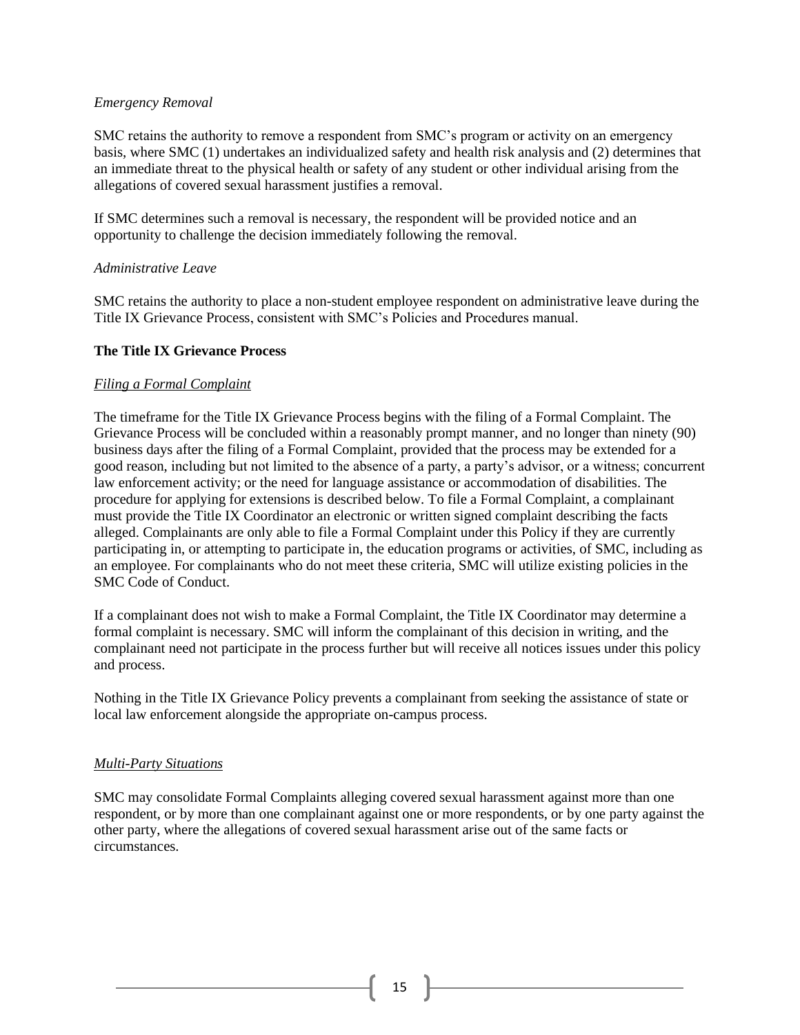*Emergency Removal*

SMC retains the authority to remove a respondent from SMC's program or activity on an emergency basis, where SMC (1) undertakes an individualized safety and health risk analysis and (2) determines that an immediate threat to the physical health or safety of any student or other individual arising from the allegations of covered sexual harassment justifies a removal.

If SMC determines such a removal is necessary, the respondent will be provided notice and an opportunity to challenge the decision immediately following the removal.

*Administrative Leave*

SMC retains the authority to place a non-student employee respondent on administrative leave during the Title IX Grievance Process, consistent with SMC's Policies and Procedures manual.

**The Title IX Grievance Process**

*Filing a Formal Complaint*

The timeframe for the Title IX Grievance Process begins with the filing of a Formal Complaint. The Grievance Process will be concluded within a reasonably prompt manner, and no longer than ninety (90) business days after the filing of a Formal Complaint, provided that the process may be extended for a good reason, including but not limited to the absence of a party, a party's advisor, or a witness; concurrent law enforcement activity; or the need for language assistance or accommodation of disabilities. The procedure for applying for extensions is described below. To file a Formal Complaint, a complainant must provide the Title IX Coordinator an electronic or written signed complaint describing the facts alleged. Complainants are only able to file a Formal Complaint under this Policy if they are currently participating in, or attempting to participate in, the education programs or activities, of SMC, including as an employee. For complainants who do not meet these criteria, SMC will utilize existing policies in the SMC Code of Conduct.

If a complainant does not wish to make a Formal Complaint, the Title IX Coordinator may determine a formal complaint is necessary. SMC will inform the complainant of this decision in writing, and the complainant need not participate in the process further but will receive all notices issues under this policy and process.

Nothing in the Title IX Grievance Policy prevents a complainant from seeking the assistance of state or local law enforcement alongside the appropriate on-campus process.

*Multi-Party Situations*

SMC may consolidate Formal Complaints alleging covered sexual harassment against more than one respondent, or by more than one complainant against one or more respondents, or by one party against the other party, where the allegations of covered sexual harassment arise out of the same facts or circumstances.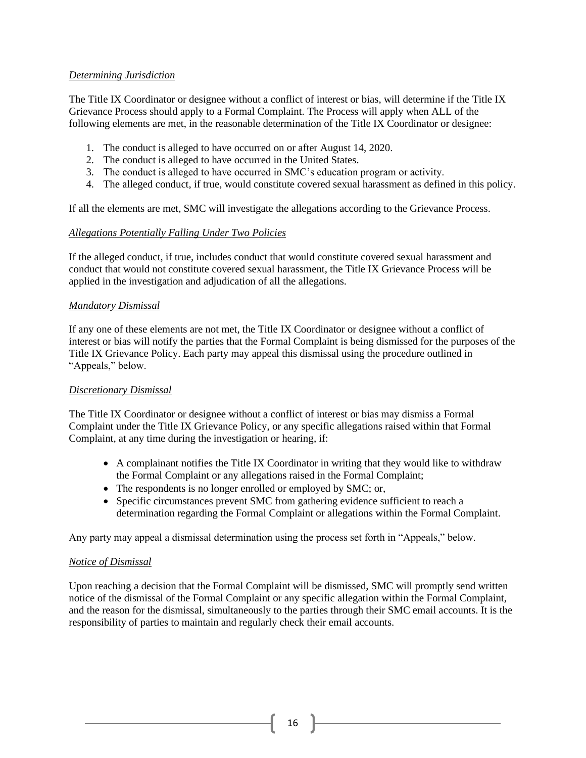*Determining Jurisdiction*

The Title IX Coordinator or designee without a conflict of interest or bias, will determine if the Title IX Grievance Process should apply to a Formal Complaint. The Process will apply when ALL of the following elements are met, in the reasonable determination of the Title IX Coordinator or designee:

1. The conduct is alleged to have occurred on or after August 14, 2020.
2. The conduct is alleged to have occurred in the United States.
3. The conduct is alleged to have occurred in SMC's education program or activity.
4. The alleged conduct, if true, would constitute covered sexual harassment as defined in this policy.

If all the elements are met, SMC will investigate the allegations according to the Grievance Process.

*Allegations Potentially Falling Under Two Policies*

If the alleged conduct, if true, includes conduct that would constitute covered sexual harassment and conduct that would not constitute covered sexual harassment, the Title IX Grievance Process will be applied in the investigation and adjudication of all the allegations.

*Mandatory Dismissal*

If any one of these elements are not met, the Title IX Coordinator or designee without a conflict of interest or bias will notify the parties that the Formal Complaint is being dismissed for the purposes of the Title IX Grievance Policy. Each party may appeal this dismissal using the procedure outlined in "Appeals," below.

*Discretionary Dismissal*

The Title IX Coordinator or designee without a conflict of interest or bias may dismiss a Formal Complaint under the Title IX Grievance Policy, or any specific allegations raised within that Formal Complaint, at any time during the investigation or hearing, if:

- A complainant notifies the Title IX Coordinator in writing that they would like to withdraw the Formal Complaint or any allegations raised in the Formal Complaint;
- The respondents is no longer enrolled or employed by SMC; or,
- Specific circumstances prevent SMC from gathering evidence sufficient to reach a determination regarding the Formal Complaint or allegations within the Formal Complaint.

Any party may appeal a dismissal determination using the process set forth in "Appeals," below.

*Notice of Dismissal*

Upon reaching a decision that the Formal Complaint will be dismissed, SMC will promptly send written notice of the dismissal of the Formal Complaint or any specific allegation within the Formal Complaint, and the reason for the dismissal, simultaneously to the parties through their SMC email accounts. It is the responsibility of parties to maintain and regularly check their email accounts.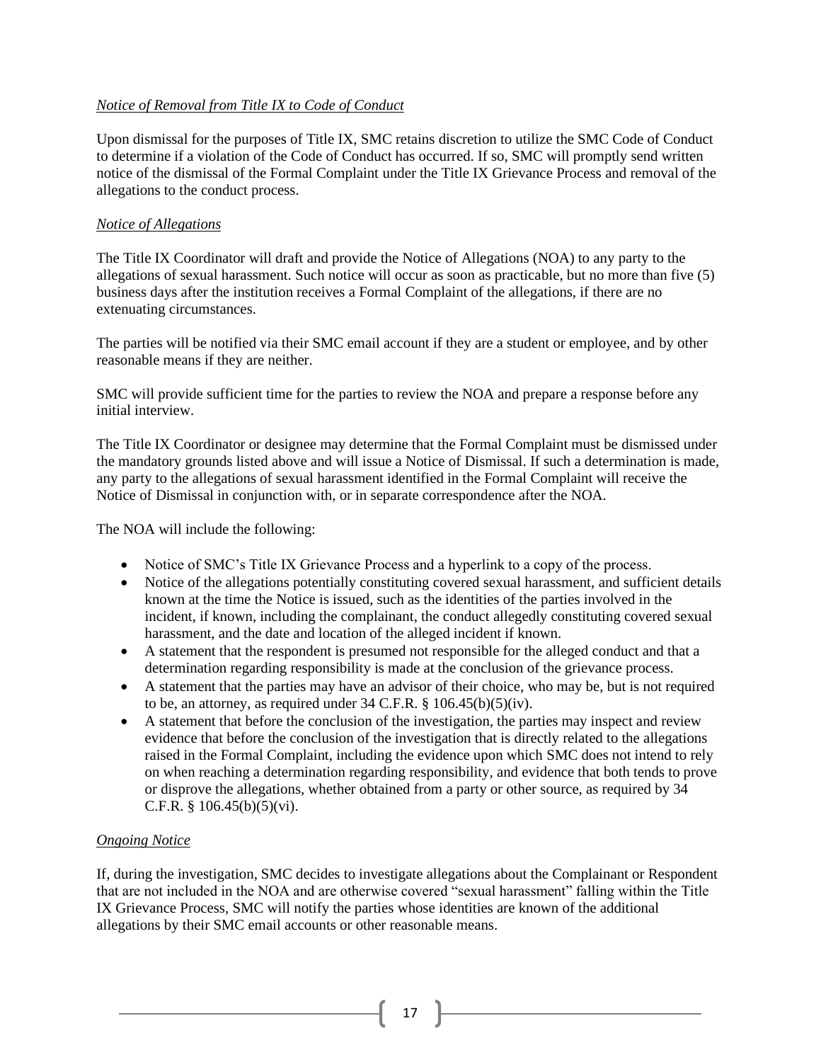*Notice of Removal from Title IX to Code of Conduct*

Upon dismissal for the purposes of Title IX, SMC retains discretion to utilize the SMC Code of Conduct to determine if a violation of the Code of Conduct has occurred. If so, SMC will promptly send written notice of the dismissal of the Formal Complaint under the Title IX Grievance Process and removal of the allegations to the conduct process.

*Notice of Allegations*

The Title IX Coordinator will draft and provide the Notice of Allegations (NOA) to any party to the allegations of sexual harassment. Such notice will occur as soon as practicable, but no more than five (5) business days after the institution receives a Formal Complaint of the allegations, if there are no extenuating circumstances.

The parties will be notified via their SMC email account if they are a student or employee, and by other reasonable means if they are neither.

SMC will provide sufficient time for the parties to review the NOA and prepare a response before any initial interview.

The Title IX Coordinator or designee may determine that the Formal Complaint must be dismissed under the mandatory grounds listed above and will issue a Notice of Dismissal. If such a determination is made, any party to the allegations of sexual harassment identified in the Formal Complaint will receive the Notice of Dismissal in conjunction with, or in separate correspondence after the NOA.

The NOA will include the following:

- Notice of SMC's Title IX Grievance Process and a hyperlink to a copy of the process.
- Notice of the allegations potentially constituting covered sexual harassment, and sufficient details known at the time the Notice is issued, such as the identities of the parties involved in the incident, if known, including the complainant, the conduct allegedly constituting covered sexual harassment, and the date and location of the alleged incident if known.
- A statement that the respondent is presumed not responsible for the alleged conduct and that a determination regarding responsibility is made at the conclusion of the grievance process.
- A statement that the parties may have an advisor of their choice, who may be, but is not required to be, an attorney, as required under 34 C.F.R. § 106.45(b)(5)(iv).
- A statement that before the conclusion of the investigation, the parties may inspect and review evidence that before the conclusion of the investigation that is directly related to the allegations raised in the Formal Complaint, including the evidence upon which SMC does not intend to rely on when reaching a determination regarding responsibility, and evidence that both tends to prove or disprove the allegations, whether obtained from a party or other source, as required by 34 C.F.R. § 106.45(b)(5)(vi).

*Ongoing Notice*

If, during the investigation, SMC decides to investigate allegations about the Complainant or Respondent that are not included in the NOA and are otherwise covered "sexual harassment" falling within the Title IX Grievance Process, SMC will notify the parties whose identities are known of the additional allegations by their SMC email accounts or other reasonable means.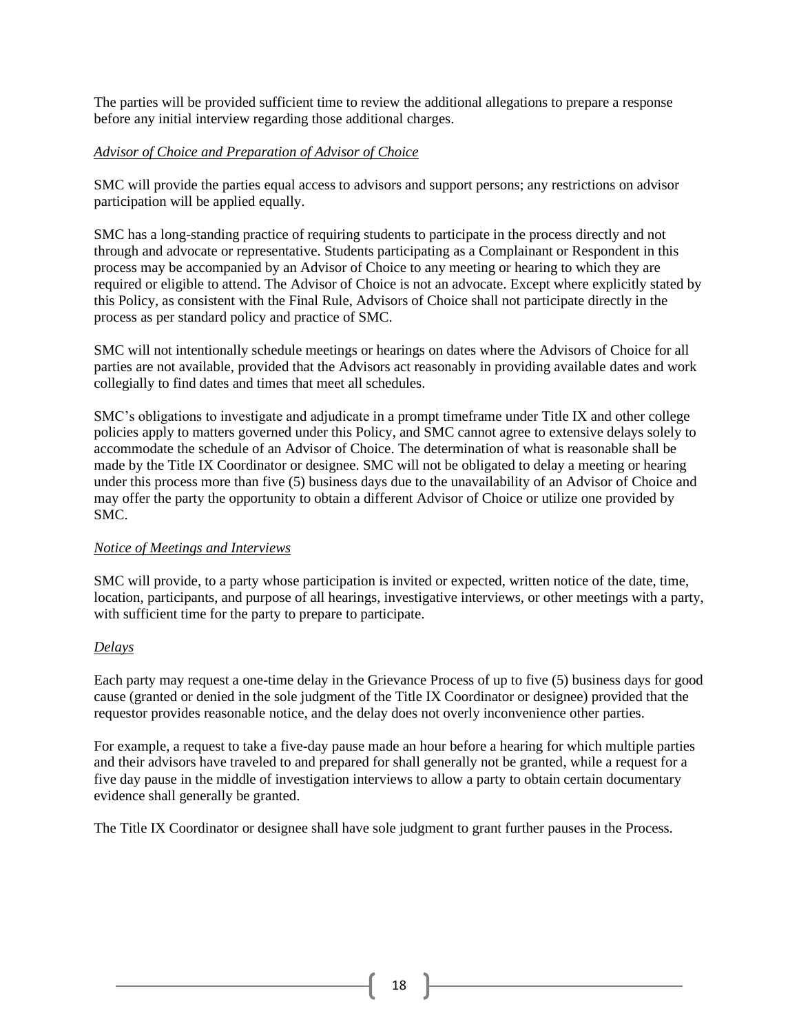The parties will be provided sufficient time to review the additional allegations to prepare a response before any initial interview regarding those additional charges.

*Advisor of Choice and Preparation of Advisor of Choice*

SMC will provide the parties equal access to advisors and support persons; any restrictions on advisor participation will be applied equally.

SMC has a long-standing practice of requiring students to participate in the process directly and not through and advocate or representative. Students participating as a Complainant or Respondent in this process may be accompanied by an Advisor of Choice to any meeting or hearing to which they are required or eligible to attend. The Advisor of Choice is not an advocate. Except where explicitly stated by this Policy, as consistent with the Final Rule, Advisors of Choice shall not participate directly in the process as per standard policy and practice of SMC.

SMC will not intentionally schedule meetings or hearings on dates where the Advisors of Choice for all parties are not available, provided that the Advisors act reasonably in providing available dates and work collegially to find dates and times that meet all schedules.

SMC's obligations to investigate and adjudicate in a prompt timeframe under Title IX and other college policies apply to matters governed under this Policy, and SMC cannot agree to extensive delays solely to accommodate the schedule of an Advisor of Choice. The determination of what is reasonable shall be made by the Title IX Coordinator or designee. SMC will not be obligated to delay a meeting or hearing under this process more than five (5) business days due to the unavailability of an Advisor of Choice and may offer the party the opportunity to obtain a different Advisor of Choice or utilize one provided by SMC.

*Notice of Meetings and Interviews*

SMC will provide, to a party whose participation is invited or expected, written notice of the date, time, location, participants, and purpose of all hearings, investigative interviews, or other meetings with a party, with sufficient time for the party to prepare to participate.

*Delays*

Each party may request a one-time delay in the Grievance Process of up to five (5) business days for good cause (granted or denied in the sole judgment of the Title IX Coordinator or designee) provided that the requestor provides reasonable notice, and the delay does not overly inconvenience other parties.

For example, a request to take a five-day pause made an hour before a hearing for which multiple parties and their advisors have traveled to and prepared for shall generally not be granted, while a request for a five day pause in the middle of investigation interviews to allow a party to obtain certain documentary evidence shall generally be granted.

The Title IX Coordinator or designee shall have sole judgment to grant further pauses in the Process.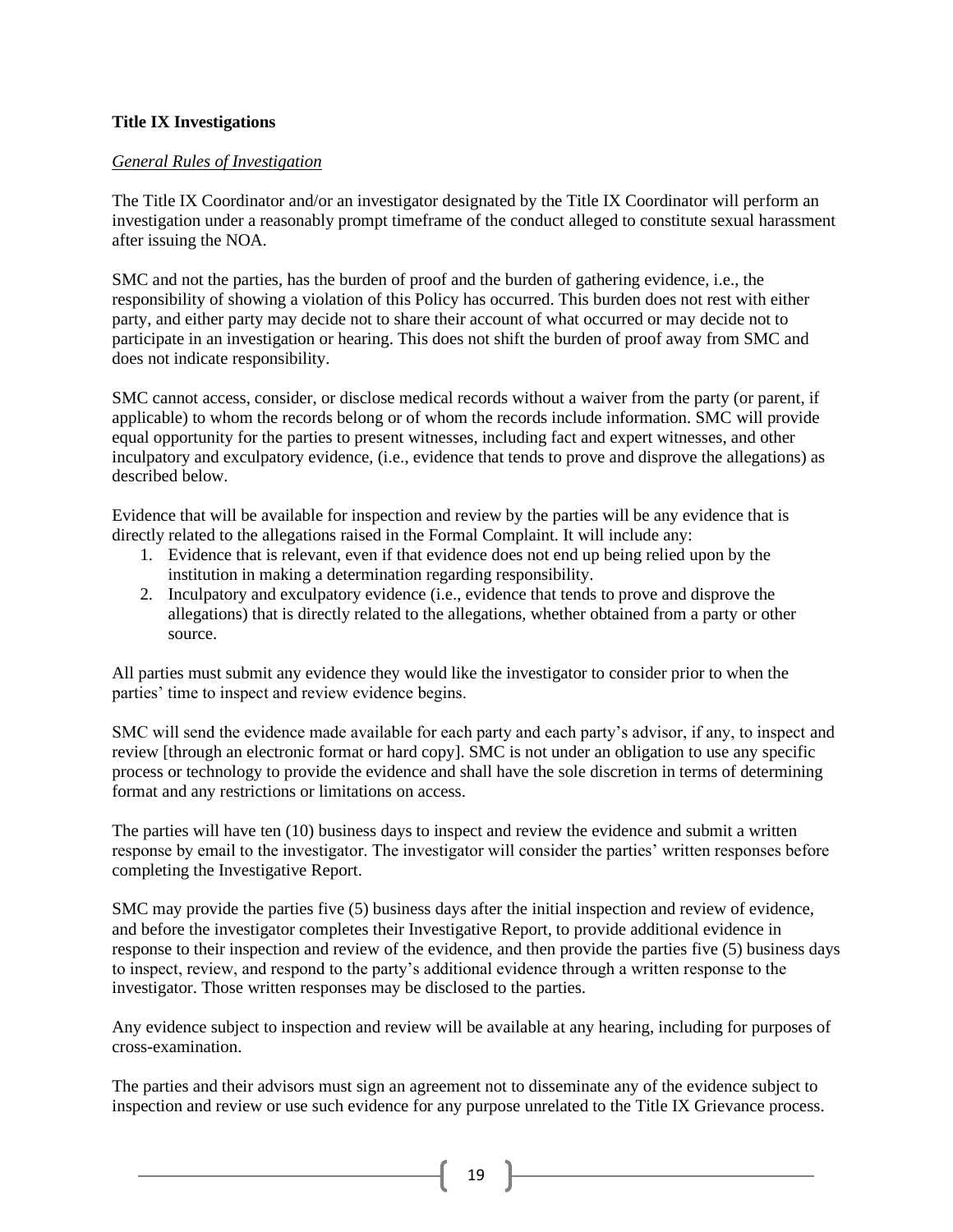**Title IX Investigations**

*General Rules of Investigation*

The Title IX Coordinator and/or an investigator designated by the Title IX Coordinator will perform an investigation under a reasonably prompt timeframe of the conduct alleged to constitute sexual harassment after issuing the NOA.

SMC and not the parties, has the burden of proof and the burden of gathering evidence, i.e., the responsibility of showing a violation of this Policy has occurred. This burden does not rest with either party, and either party may decide not to share their account of what occurred or may decide not to participate in an investigation or hearing. This does not shift the burden of proof away from SMC and does not indicate responsibility.

SMC cannot access, consider, or disclose medical records without a waiver from the party (or parent, if applicable) to whom the records belong or of whom the records include information. SMC will provide equal opportunity for the parties to present witnesses, including fact and expert witnesses, and other inculpatory and exculpatory evidence, (i.e., evidence that tends to prove and disprove the allegations) as described below.

Evidence that will be available for inspection and review by the parties will be any evidence that is directly related to the allegations raised in the Formal Complaint. It will include any:

1. Evidence that is relevant, even if that evidence does not end up being relied upon by the institution in making a determination regarding responsibility.
2. Inculpatory and exculpatory evidence (i.e., evidence that tends to prove and disprove the allegations) that is directly related to the allegations, whether obtained from a party or other source.

All parties must submit any evidence they would like the investigator to consider prior to when the parties' time to inspect and review evidence begins.

SMC will send the evidence made available for each party and each party's advisor, if any, to inspect and review [through an electronic format or hard copy]. SMC is not under an obligation to use any specific process or technology to provide the evidence and shall have the sole discretion in terms of determining format and any restrictions or limitations on access.

The parties will have ten (10) business days to inspect and review the evidence and submit a written response by email to the investigator. The investigator will consider the parties' written responses before completing the Investigative Report.

SMC may provide the parties five (5) business days after the initial inspection and review of evidence, and before the investigator completes their Investigative Report, to provide additional evidence in response to their inspection and review of the evidence, and then provide the parties five (5) business days to inspect, review, and respond to the party's additional evidence through a written response to the investigator. Those written responses may be disclosed to the parties.

Any evidence subject to inspection and review will be available at any hearing, including for purposes of cross-examination.

The parties and their advisors must sign an agreement not to disseminate any of the evidence subject to inspection and review or use such evidence for any purpose unrelated to the Title IX Grievance process.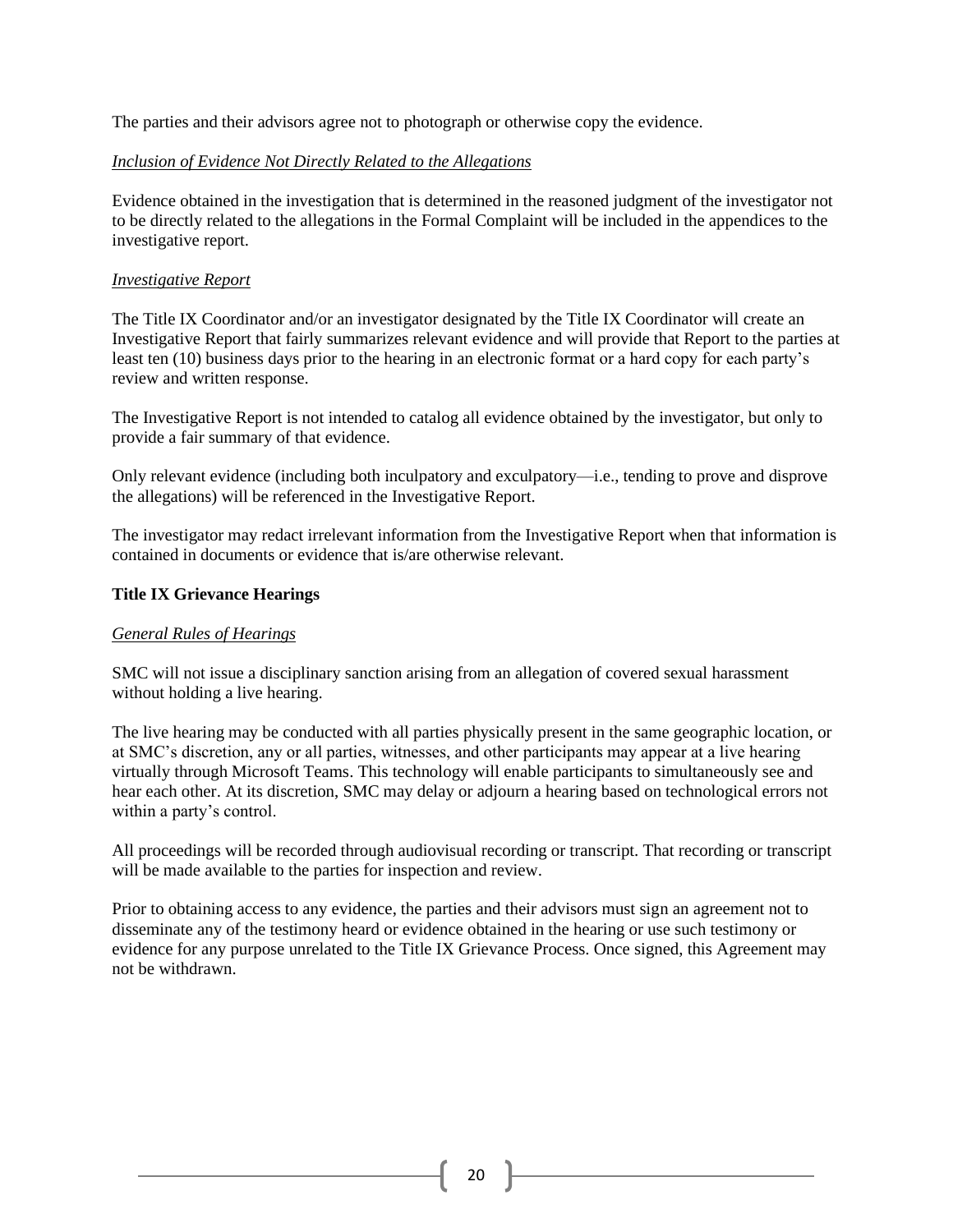The parties and their advisors agree not to photograph or otherwise copy the evidence.

*Inclusion of Evidence Not Directly Related to the Allegations*

Evidence obtained in the investigation that is determined in the reasoned judgment of the investigator not to be directly related to the allegations in the Formal Complaint will be included in the appendices to the investigative report.

*Investigative Report*

The Title IX Coordinator and/or an investigator designated by the Title IX Coordinator will create an Investigative Report that fairly summarizes relevant evidence and will provide that Report to the parties at least ten (10) business days prior to the hearing in an electronic format or a hard copy for each party's review and written response.

The Investigative Report is not intended to catalog all evidence obtained by the investigator, but only to provide a fair summary of that evidence.

Only relevant evidence (including both inculpatory and exculpatory—i.e., tending to prove and disprove the allegations) will be referenced in the Investigative Report.

The investigator may redact irrelevant information from the Investigative Report when that information is contained in documents or evidence that is/are otherwise relevant.

**Title IX Grievance Hearings**

*General Rules of Hearings*

SMC will not issue a disciplinary sanction arising from an allegation of covered sexual harassment without holding a live hearing.

The live hearing may be conducted with all parties physically present in the same geographic location, or at SMC's discretion, any or all parties, witnesses, and other participants may appear at a live hearing virtually through Microsoft Teams. This technology will enable participants to simultaneously see and hear each other. At its discretion, SMC may delay or adjourn a hearing based on technological errors not within a party's control.

All proceedings will be recorded through audiovisual recording or transcript. That recording or transcript will be made available to the parties for inspection and review.

Prior to obtaining access to any evidence, the parties and their advisors must sign an agreement not to disseminate any of the testimony heard or evidence obtained in the hearing or use such testimony or evidence for any purpose unrelated to the Title IX Grievance Process. Once signed, this Agreement may not be withdrawn.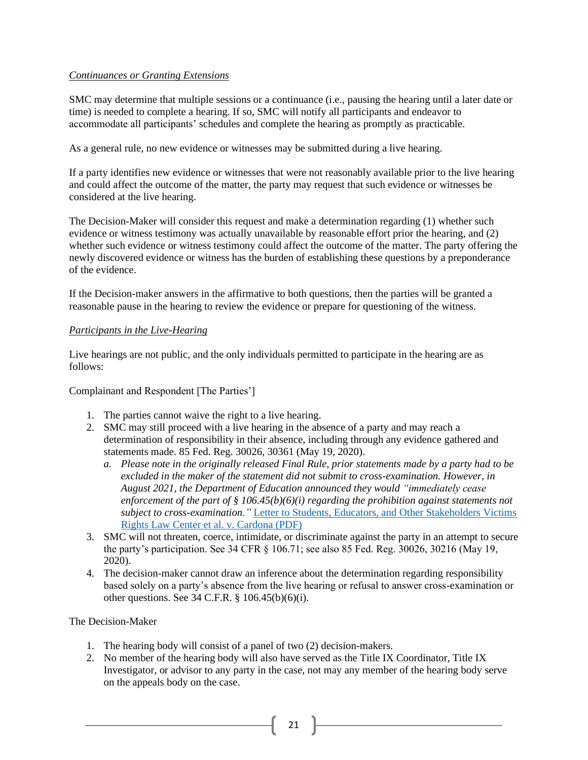*Continuances or Granting Extensions*

SMC may determine that multiple sessions or a continuance (i.e., pausing the hearing until a later date or time) is needed to complete a hearing. If so, SMC will notify all participants and endeavor to accommodate all participants' schedules and complete the hearing as promptly as practicable.

As a general rule, no new evidence or witnesses may be submitted during a live hearing.

If a party identifies new evidence or witnesses that were not reasonably available prior to the live hearing and could affect the outcome of the matter, the party may request that such evidence or witnesses be considered at the live hearing.

The Decision-Maker will consider this request and make a determination regarding (1) whether such evidence or witness testimony was actually unavailable by reasonable effort prior the hearing, and (2) whether such evidence or witness testimony could affect the outcome of the matter. The party offering the newly discovered evidence or witness has the burden of establishing these questions by a preponderance of the evidence.

If the Decision-maker answers in the affirmative to both questions, then the parties will be granted a reasonable pause in the hearing to review the evidence or prepare for questioning of the witness.

*Participants in the Live-Hearing*

Live hearings are not public, and the only individuals permitted to participate in the hearing are as follows:

Complainant and Respondent [The Parties']

1. The parties cannot waive the right to a live hearing.
2. SMC may still proceed with a live hearing in the absence of a party and may reach a determination of responsibility in their absence, including through any evidence gathered and statements made. 85 Fed. Reg. 30026, 30361 (May 19, 2020).
    a. *Please note in the originally released Final Rule, prior statements made by a party had to be excluded in the maker of the statement did not submit to cross-examination. However, in August 2021, the Department of Education announced they would "immediately cease enforcement of the part of § 106.45(b)(6)(i) regarding the prohibition against statements not subject to cross-examination."* [Letter to Students, Educators, and Other Stakeholders Victims Rights Law Center et al. v. Cardona (PDF)]
3. SMC will not threaten, coerce, intimidate, or discriminate against the party in an attempt to secure the party's participation. See 34 CFR § 106.71; see also 85 Fed. Reg. 30026, 30216 (May 19, 2020).
4. The decision-maker cannot draw an inference about the determination regarding responsibility based solely on a party's absence from the live hearing or refusal to answer cross-examination or other questions. See 34 C.F.R. § 106.45(b)(6)(i).

The Decision-Maker

1. The hearing body will consist of a panel of two (2) decision-makers.
2. No member of the hearing body will also have served as the Title IX Coordinator, Title IX Investigator, or advisor to any party in the case, not may any member of the hearing body serve on the appeals body on the case.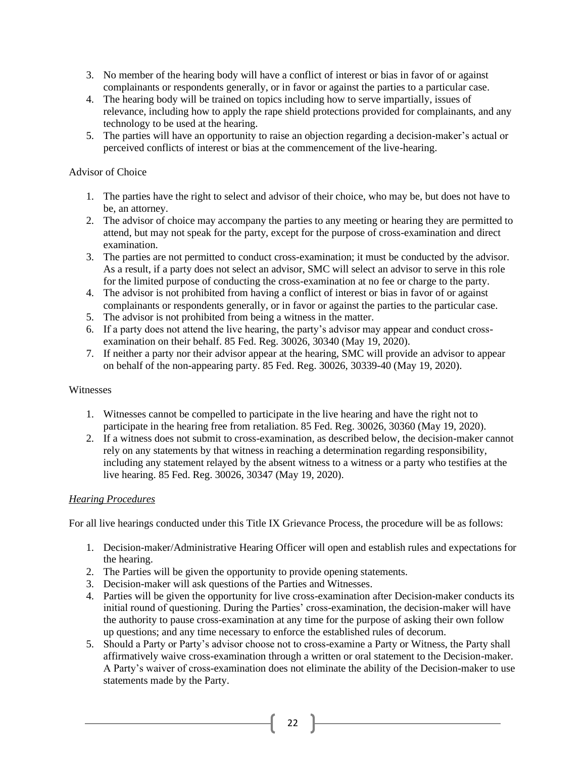3. No member of the hearing body will have a conflict of interest or bias in favor of or against complainants or respondents generally, or in favor or against the parties to a particular case.
4. The hearing body will be trained on topics including how to serve impartially, issues of relevance, including how to apply the rape shield protections provided for complainants, and any technology to be used at the hearing.
5. The parties will have an opportunity to raise an objection regarding a decision-maker's actual or perceived conflicts of interest or bias at the commencement of the live-hearing.

Advisor of Choice

1. The parties have the right to select and advisor of their choice, who may be, but does not have to be, an attorney.
2. The advisor of choice may accompany the parties to any meeting or hearing they are permitted to attend, but may not speak for the party, except for the purpose of cross-examination and direct examination.
3. The parties are not permitted to conduct cross-examination; it must be conducted by the advisor. As a result, if a party does not select an advisor, SMC will select an advisor to serve in this role for the limited purpose of conducting the cross-examination at no fee or charge to the party.
4. The advisor is not prohibited from having a conflict of interest or bias in favor of or against complainants or respondents generally, or in favor or against the parties to the particular case.
5. The advisor is not prohibited from being a witness in the matter.
6. If a party does not attend the live hearing, the party's advisor may appear and conduct cross-examination on their behalf. 85 Fed. Reg. 30026, 30340 (May 19, 2020).
7. If neither a party nor their advisor appear at the hearing, SMC will provide an advisor to appear on behalf of the non-appearing party. 85 Fed. Reg. 30026, 30339-40 (May 19, 2020).

Witnesses

1. Witnesses cannot be compelled to participate in the live hearing and have the right not to participate in the hearing free from retaliation. 85 Fed. Reg. 30026, 30360 (May 19, 2020).
2. If a witness does not submit to cross-examination, as described below, the decision-maker cannot rely on any statements by that witness in reaching a determination regarding responsibility, including any statement relayed by the absent witness to a witness or a party who testifies at the live hearing. 85 Fed. Reg. 30026, 30347 (May 19, 2020).

*Hearing Procedures*

For all live hearings conducted under this Title IX Grievance Process, the procedure will be as follows:

1. Decision-maker/Administrative Hearing Officer will open and establish rules and expectations for the hearing.
2. The Parties will be given the opportunity to provide opening statements.
3. Decision-maker will ask questions of the Parties and Witnesses.
4. Parties will be given the opportunity for live cross-examination after Decision-maker conducts its initial round of questioning. During the Parties' cross-examination, the decision-maker will have the authority to pause cross-examination at any time for the purpose of asking their own follow up questions; and any time necessary to enforce the established rules of decorum.
5. Should a Party or Party's advisor choose not to cross-examine a Party or Witness, the Party shall affirmatively waive cross-examination through a written or oral statement to the Decision-maker. A Party's waiver of cross-examination does not eliminate the ability of the Decision-maker to use statements made by the Party.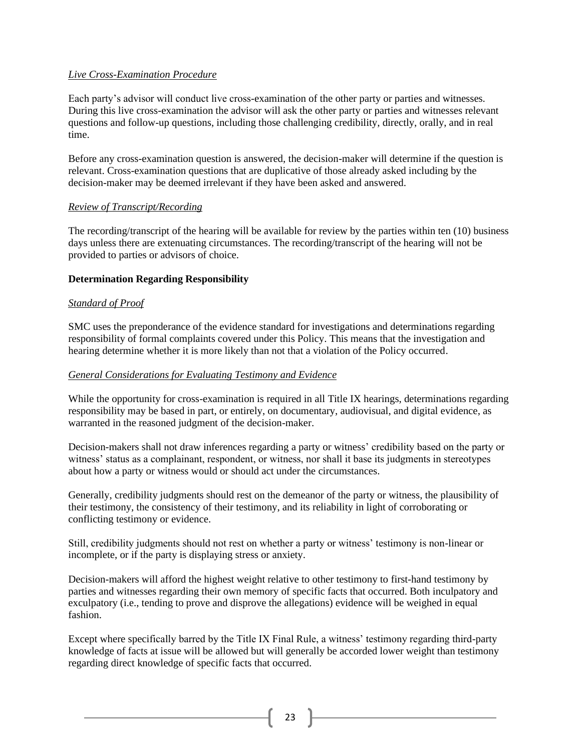*Live Cross-Examination Procedure*

Each party's advisor will conduct live cross-examination of the other party or parties and witnesses. During this live cross-examination the advisor will ask the other party or parties and witnesses relevant questions and follow-up questions, including those challenging credibility, directly, orally, and in real time.

Before any cross-examination question is answered, the decision-maker will determine if the question is relevant. Cross-examination questions that are duplicative of those already asked including by the decision-maker may be deemed irrelevant if they have been asked and answered.

*Review of Transcript/Recording*

The recording/transcript of the hearing will be available for review by the parties within ten (10) business days unless there are extenuating circumstances. The recording/transcript of the hearing will not be provided to parties or advisors of choice.

**Determination Regarding Responsibility**

*Standard of Proof*

SMC uses the preponderance of the evidence standard for investigations and determinations regarding responsibility of formal complaints covered under this Policy. This means that the investigation and hearing determine whether it is more likely than not that a violation of the Policy occurred.

*General Considerations for Evaluating Testimony and Evidence*

While the opportunity for cross-examination is required in all Title IX hearings, determinations regarding responsibility may be based in part, or entirely, on documentary, audiovisual, and digital evidence, as warranted in the reasoned judgment of the decision-maker.

Decision-makers shall not draw inferences regarding a party or witness' credibility based on the party or witness' status as a complainant, respondent, or witness, nor shall it base its judgments in stereotypes about how a party or witness would or should act under the circumstances.

Generally, credibility judgments should rest on the demeanor of the party or witness, the plausibility of their testimony, the consistency of their testimony, and its reliability in light of corroborating or conflicting testimony or evidence.

Still, credibility judgments should not rest on whether a party or witness' testimony is non-linear or incomplete, or if the party is displaying stress or anxiety.

Decision-makers will afford the highest weight relative to other testimony to first-hand testimony by parties and witnesses regarding their own memory of specific facts that occurred. Both inculpatory and exculpatory (i.e., tending to prove and disprove the allegations) evidence will be weighed in equal fashion.

Except where specifically barred by the Title IX Final Rule, a witness' testimony regarding third-party knowledge of facts at issue will be allowed but will generally be accorded lower weight than testimony regarding direct knowledge of specific facts that occurred.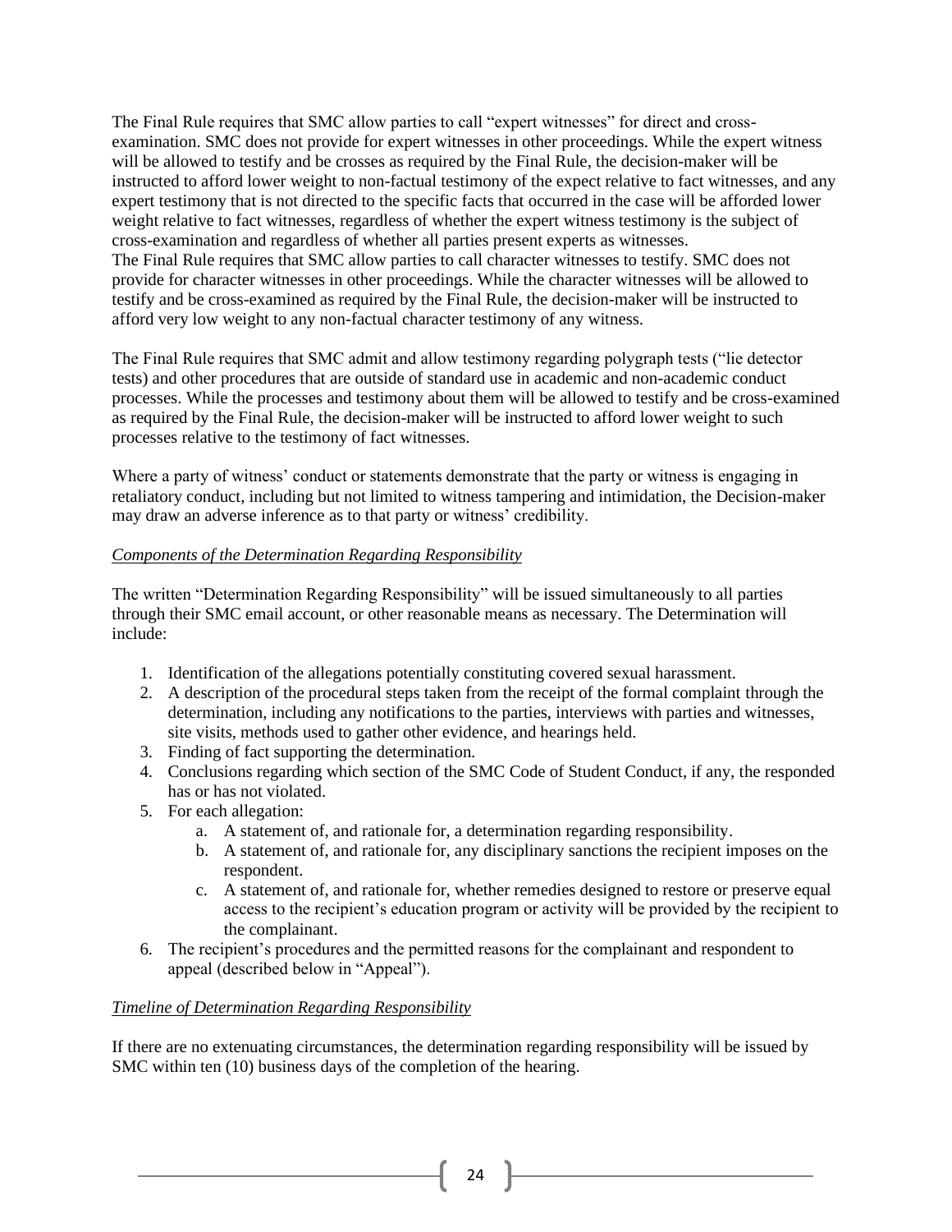The Final Rule requires that SMC allow parties to call "expert witnesses" for direct and cross-examination. SMC does not provide for expert witnesses in other proceedings. While the expert witness will be allowed to testify and be crosses as required by the Final Rule, the decision-maker will be instructed to afford lower weight to non-factual testimony of the expect relative to fact witnesses, and any expert testimony that is not directed to the specific facts that occurred in the case will be afforded lower weight relative to fact witnesses, regardless of whether the expert witness testimony is the subject of cross-examination and regardless of whether all parties present experts as witnesses.
The Final Rule requires that SMC allow parties to call character witnesses to testify. SMC does not provide for character witnesses in other proceedings. While the character witnesses will be allowed to testify and be cross-examined as required by the Final Rule, the decision-maker will be instructed to afford very low weight to any non-factual character testimony of any witness.

The Final Rule requires that SMC admit and allow testimony regarding polygraph tests ("lie detector tests) and other procedures that are outside of standard use in academic and non-academic conduct processes. While the processes and testimony about them will be allowed to testify and be cross-examined as required by the Final Rule, the decision-maker will be instructed to afford lower weight to such processes relative to the testimony of fact witnesses.

Where a party of witness' conduct or statements demonstrate that the party or witness is engaging in retaliatory conduct, including but not limited to witness tampering and intimidation, the Decision-maker may draw an adverse inference as to that party or witness' credibility.

*Components of the Determination Regarding Responsibility*

The written "Determination Regarding Responsibility" will be issued simultaneously to all parties through their SMC email account, or other reasonable means as necessary. The Determination will include:

1. Identification of the allegations potentially constituting covered sexual harassment.
2. A description of the procedural steps taken from the receipt of the formal complaint through the determination, including any notifications to the parties, interviews with parties and witnesses, site visits, methods used to gather other evidence, and hearings held.
3. Finding of fact supporting the determination.
4. Conclusions regarding which section of the SMC Code of Student Conduct, if any, the responded has or has not violated.
5. For each allegation:
   a. A statement of, and rationale for, a determination regarding responsibility.
   b. A statement of, and rationale for, any disciplinary sanctions the recipient imposes on the respondent.
   c. A statement of, and rationale for, whether remedies designed to restore or preserve equal access to the recipient's education program or activity will be provided by the recipient to the complainant.
6. The recipient's procedures and the permitted reasons for the complainant and respondent to appeal (described below in "Appeal").

*Timeline of Determination Regarding Responsibility*

If there are no extenuating circumstances, the determination regarding responsibility will be issued by SMC within ten (10) business days of the completion of the hearing.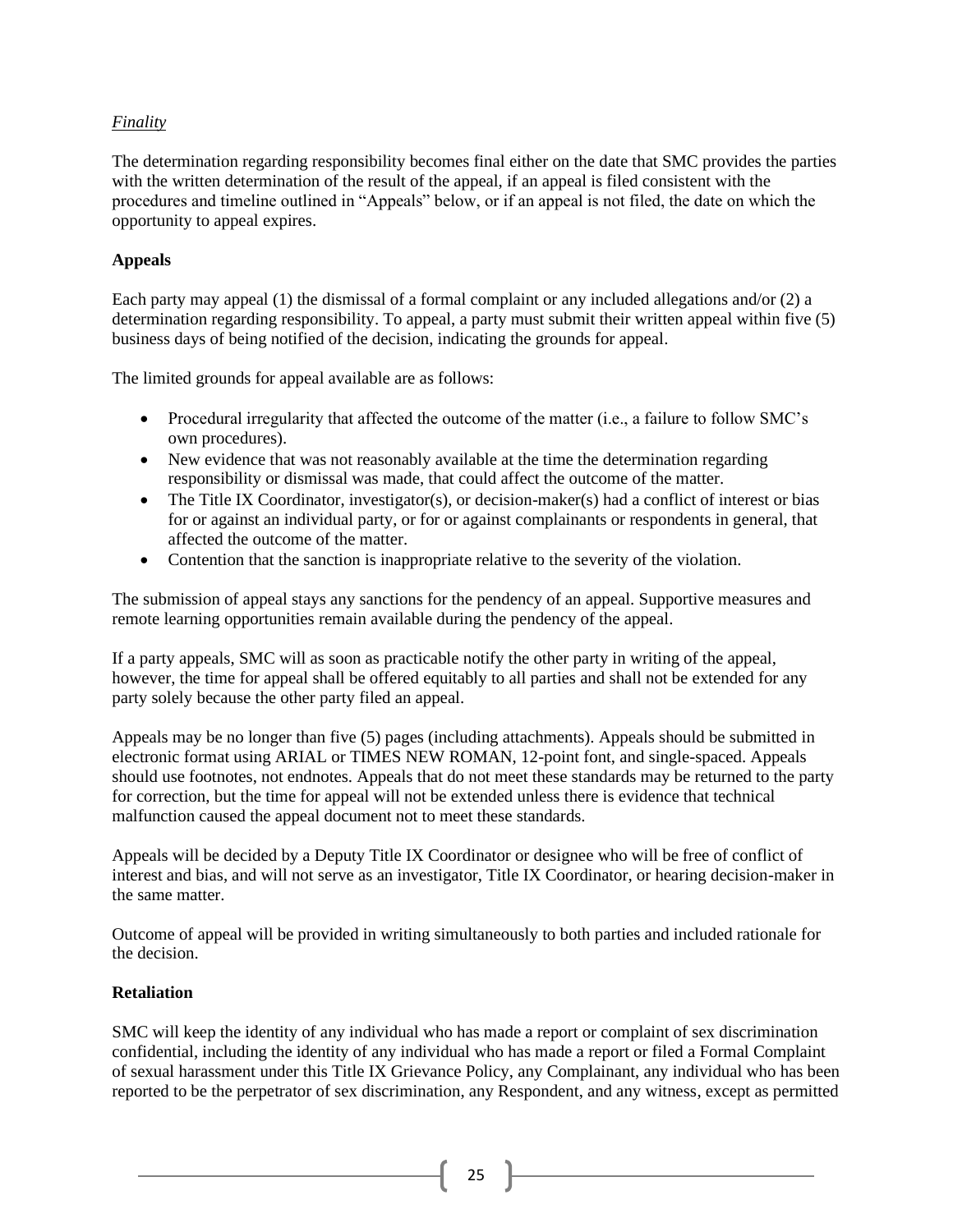*Finality*

The determination regarding responsibility becomes final either on the date that SMC provides the parties with the written determination of the result of the appeal, if an appeal is filed consistent with the procedures and timeline outlined in "Appeals" below, or if an appeal is not filed, the date on which the opportunity to appeal expires.

**Appeals**

Each party may appeal (1) the dismissal of a formal complaint or any included allegations and/or (2) a determination regarding responsibility. To appeal, a party must submit their written appeal within five (5) business days of being notified of the decision, indicating the grounds for appeal.

The limited grounds for appeal available are as follows:

- Procedural irregularity that affected the outcome of the matter (i.e., a failure to follow SMC's own procedures).
- New evidence that was not reasonably available at the time the determination regarding responsibility or dismissal was made, that could affect the outcome of the matter.
- The Title IX Coordinator, investigator(s), or decision-maker(s) had a conflict of interest or bias for or against an individual party, or for or against complainants or respondents in general, that affected the outcome of the matter.
- Contention that the sanction is inappropriate relative to the severity of the violation.

The submission of appeal stays any sanctions for the pendency of an appeal. Supportive measures and remote learning opportunities remain available during the pendency of the appeal.

If a party appeals, SMC will as soon as practicable notify the other party in writing of the appeal, however, the time for appeal shall be offered equitably to all parties and shall not be extended for any party solely because the other party filed an appeal.

Appeals may be no longer than five (5) pages (including attachments). Appeals should be submitted in electronic format using ARIAL or TIMES NEW ROMAN, 12-point font, and single-spaced. Appeals should use footnotes, not endnotes. Appeals that do not meet these standards may be returned to the party for correction, but the time for appeal will not be extended unless there is evidence that technical malfunction caused the appeal document not to meet these standards.

Appeals will be decided by a Deputy Title IX Coordinator or designee who will be free of conflict of interest and bias, and will not serve as an investigator, Title IX Coordinator, or hearing decision-maker in the same matter.

Outcome of appeal will be provided in writing simultaneously to both parties and included rationale for the decision.

**Retaliation**

SMC will keep the identity of any individual who has made a report or complaint of sex discrimination confidential, including the identity of any individual who has made a report or filed a Formal Complaint of sexual harassment under this Title IX Grievance Policy, any Complainant, any individual who has been reported to be the perpetrator of sex discrimination, any Respondent, and any witness, except as permitted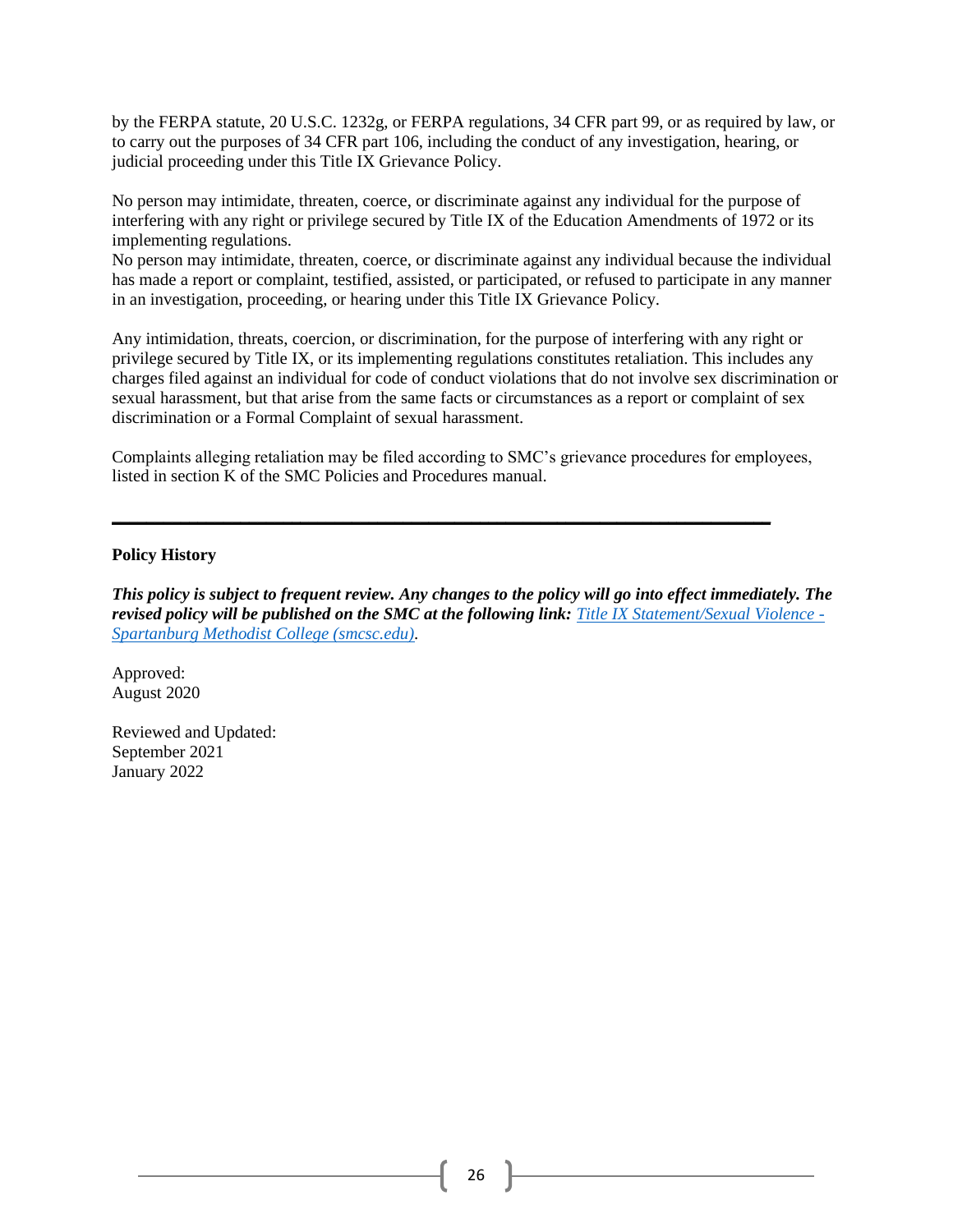by the FERPA statute, 20 U.S.C. 1232g, or FERPA regulations, 34 CFR part 99, or as required by law, or to carry out the purposes of 34 CFR part 106, including the conduct of any investigation, hearing, or judicial proceeding under this Title IX Grievance Policy.

No person may intimidate, threaten, coerce, or discriminate against any individual for the purpose of interfering with any right or privilege secured by Title IX of the Education Amendments of 1972 or its implementing regulations.
No person may intimidate, threaten, coerce, or discriminate against any individual because the individual has made a report or complaint, testified, assisted, or participated, or refused to participate in any manner in an investigation, proceeding, or hearing under this Title IX Grievance Policy.

Any intimidation, threats, coercion, or discrimination, for the purpose of interfering with any right or privilege secured by Title IX, or its implementing regulations constitutes retaliation. This includes any charges filed against an individual for code of conduct violations that do not involve sex discrimination or sexual harassment, but that arise from the same facts or circumstances as a report or complaint of sex discrimination or a Formal Complaint of sexual harassment.

Complaints alleging retaliation may be filed according to SMC's grievance procedures for employees, listed in section K of the SMC Policies and Procedures manual.

---

**Policy History**

***This policy is subject to frequent review. Any changes to the policy will go into effect immediately. The revised policy will be published on the SMC at the following link:*** *Title IX Statement/Sexual Violence - Spartanburg Methodist College (smcsc.edu).*

Approved:
August 2020

Reviewed and Updated:
September 2021
January 2022